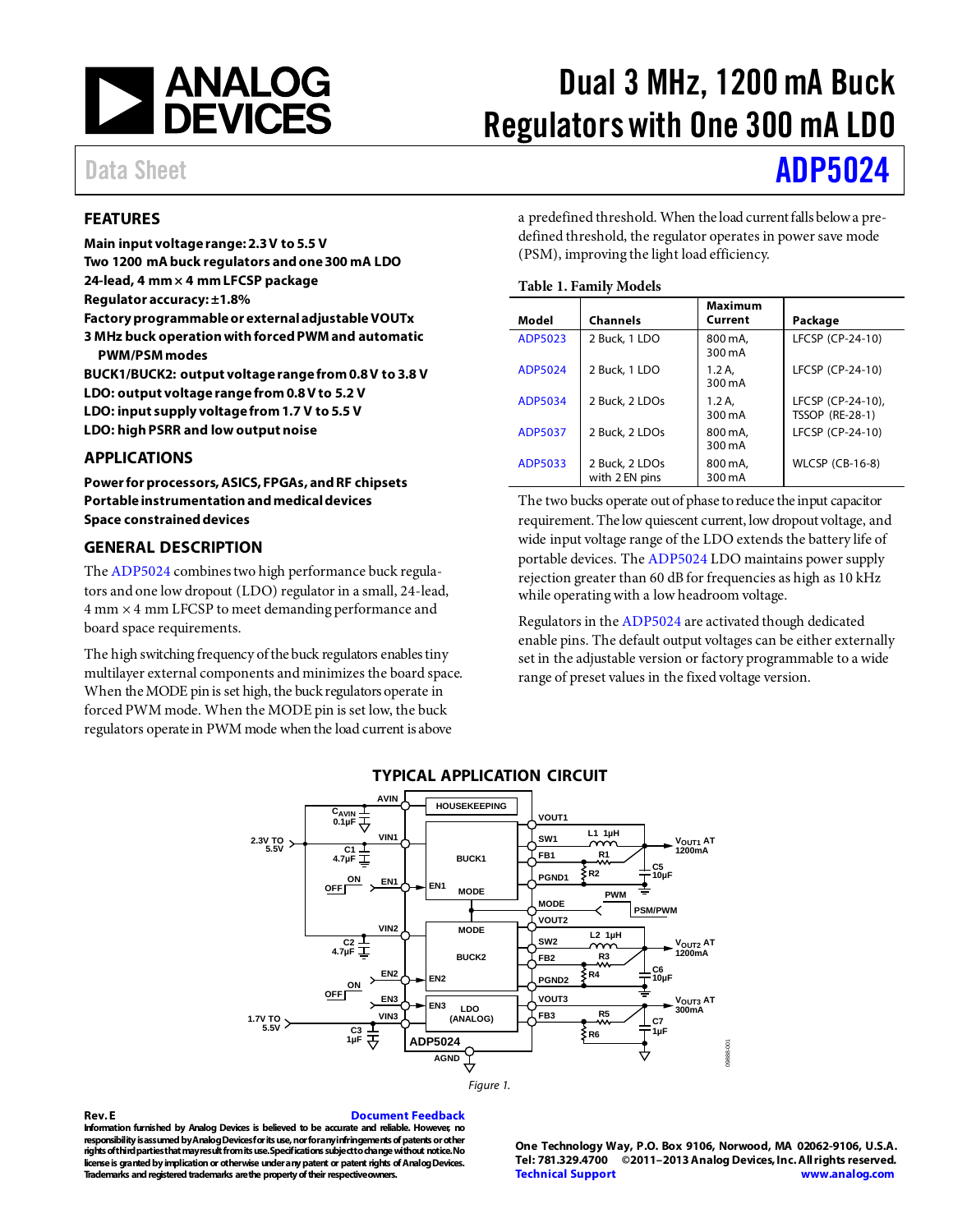# Dual 3 MHz, 1200 mA Buck Regulators with One 300 mA LDO

Data Sheet **ADP5024**

## FEATURES

**Main input voltage range: 2.3 V to 5.5 V**
**Two 1200 mA buck regulators and one 300 mA LDO**
**24-lead, 4 mm × 4 mm LFCSP package**
**Regulator accuracy: ±1.8%**
**Factory programmable or external adjustable VOUTx**
**3 MHz buck operation with forced PWM and automatic PWM/PSM modes**
**BUCK1/BUCK2: output voltage range from 0.8 V to 3.8 V**
**LDO: output voltage range from 0.8 V to 5.2 V**
**LDO: input supply voltage from 1.7 V to 5.5 V**
**LDO: high PSRR and low output noise**

## APPLICATIONS

**Power for processors, ASICS, FPGAs, and RF chipsets**
**Portable instrumentation and medical devices**
**Space constrained devices**

## GENERAL DESCRIPTION

The ADP5024 combines two high performance buck regulators and one low dropout (LDO) regulator in a small, 24-lead, 4 mm × 4 mm LFCSP to meet demanding performance and board space requirements.

The high switching frequency of the buck regulators enables tiny multilayer external components and minimizes the board space. When the MODE pin is set high, the buck regulators operate in forced PWM mode. When the MODE pin is set low, the buck regulators operate in PWM mode when the load current is above a predefined threshold. When the load current falls below a predefined threshold, the regulator operates in power save mode (PSM), improving the light load efficiency.

**Table 1. Family Models**

| Model | Channels | Maximum Current | Package |
|---|---|---|---|
| ADP5023 | 2 Buck, 1 LDO | 800 mA, 300 mA | LFCSP (CP-24-10) |
| ADP5024 | 2 Buck, 1 LDO | 1.2 A, 300 mA | LFCSP (CP-24-10) |
| ADP5034 | 2 Buck, 2 LDOs | 1.2 A, 300 mA | LFCSP (CP-24-10), TSSOP (RE-28-1) |
| ADP5037 | 2 Buck, 2 LDOs | 800 mA, 300 mA | LFCSP (CP-24-10) |
| ADP5033 | 2 Buck, 2 LDOs with 2 EN pins | 800 mA, 300 mA | WLCSP (CB-16-8) |

The two bucks operate out of phase to reduce the input capacitor requirement. The low quiescent current, low dropout voltage, and wide input voltage range of the LDO extends the battery life of portable devices. The ADP5024 LDO maintains power supply rejection greater than 60 dB for frequencies as high as 10 kHz while operating with a low headroom voltage.

Regulators in the ADP5024 are activated though dedicated enable pins. The default output voltages can be either externally set in the adjustable version or factory programmable to a wide range of preset values in the fixed voltage version.

## TYPICAL APPLICATION CIRCUIT

Figure 1.

Rev. E

Information furnished by Analog Devices is believed to be accurate and reliable. However, no responsibility is assumed by Analog Devices for its use, nor for any infringements of patents or other rights of third parties that may result from its use. Specifications subject to change without notice. No license is granted by implication or otherwise under any patent or patent rights of Analog Devices. Trademarks and registered trademarks are the property of their respective owners.

One Technology Way, P.O. Box 9106, Norwood, MA 02062-9106, U.S.A.
Tel: 781.329.4700 ©2011–2013 Analog Devices, Inc. All rights reserved.
Technical Support www.analog.com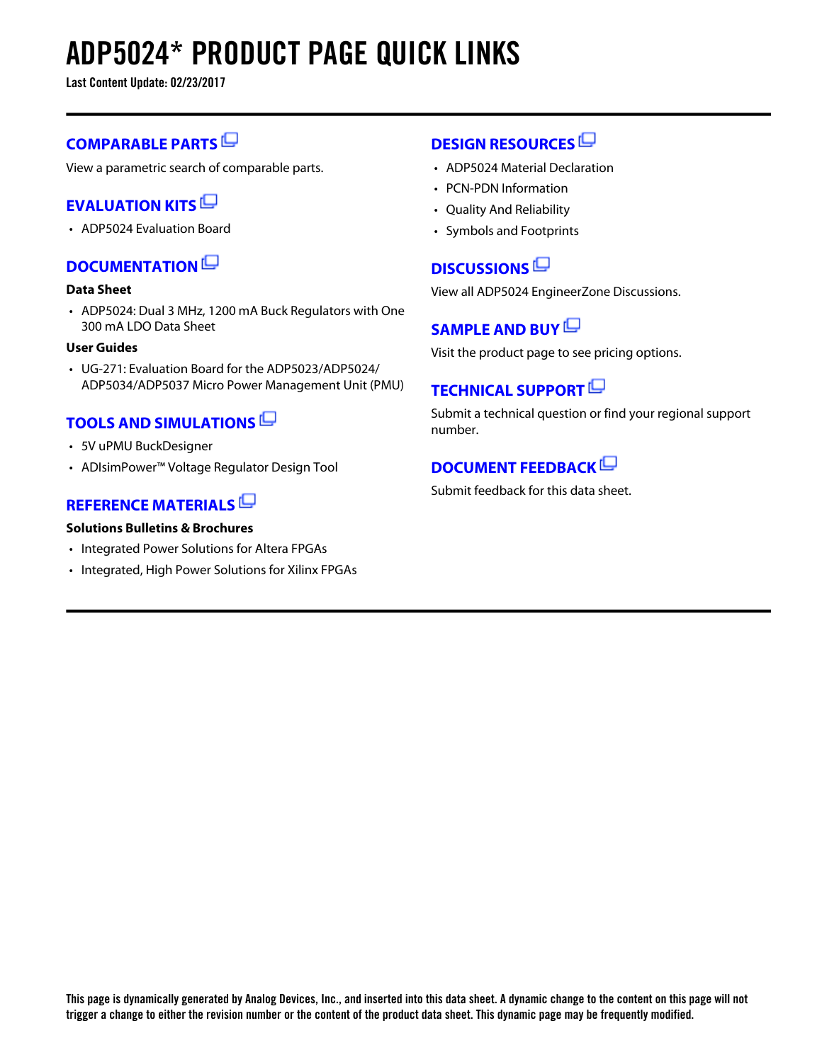# ADP5024* PRODUCT PAGE QUICK LINKS

**Last Content Update: 02/23/2017**

## COMPARABLE PARTS

View a parametric search of comparable parts.

## EVALUATION KITS

- ADP5024 Evaluation Board

## DOCUMENTATION

**Data Sheet**

- ADP5024: Dual 3 MHz, 1200 mA Buck Regulators with One 300 mA LDO Data Sheet

**User Guides**

- UG-271: Evaluation Board for the ADP5023/ADP5024/ADP5034/ADP5037 Micro Power Management Unit (PMU)

## TOOLS AND SIMULATIONS

- 5V uPMU BuckDesigner
- ADIsimPower™ Voltage Regulator Design Tool

## REFERENCE MATERIALS

**Solutions Bulletins & Brochures**

- Integrated Power Solutions for Altera FPGAs
- Integrated, High Power Solutions for Xilinx FPGAs

## DESIGN RESOURCES

- ADP5024 Material Declaration
- PCN-PDN Information
- Quality And Reliability
- Symbols and Footprints

## DISCUSSIONS

View all ADP5024 EngineerZone Discussions.

## SAMPLE AND BUY

Visit the product page to see pricing options.

## TECHNICAL SUPPORT

Submit a technical question or find your regional support number.

## DOCUMENT FEEDBACK

Submit feedback for this data sheet.

**This page is dynamically generated by Analog Devices, Inc., and inserted into this data sheet. A dynamic change to the content on this page will not trigger a change to either the revision number or the content of the product data sheet. This dynamic page may be frequently modified.**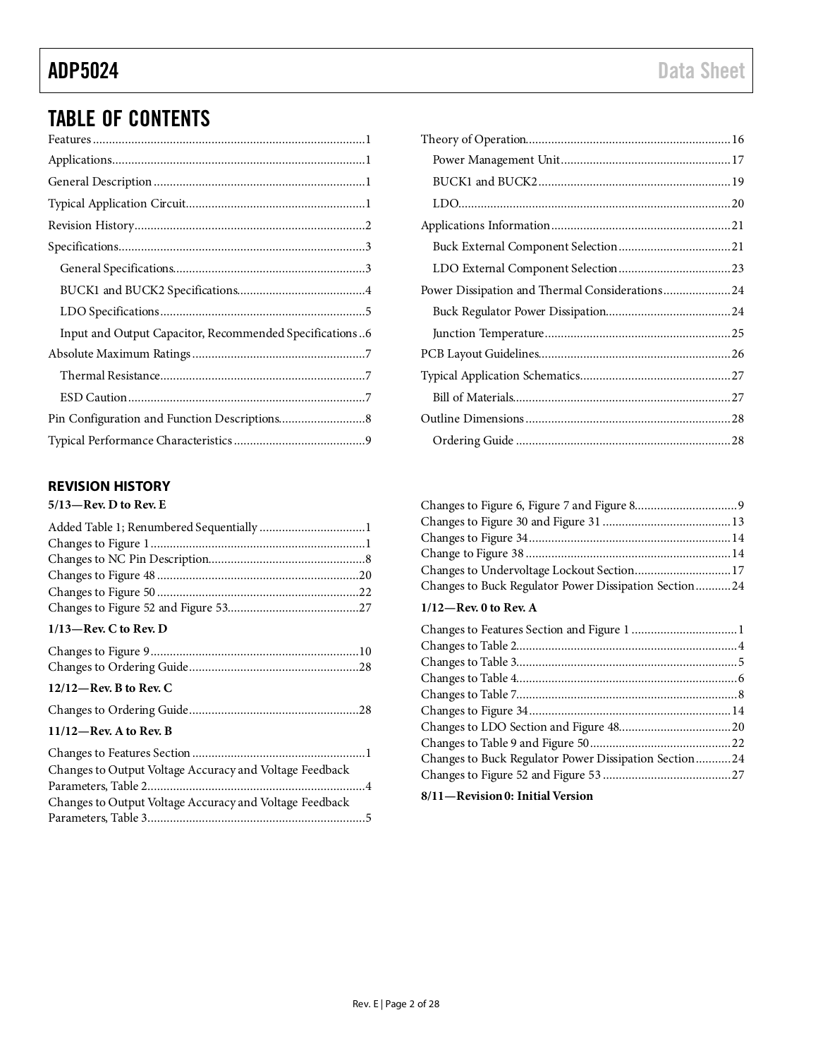# TABLE OF CONTENTS

Features ....................................................................................1
Applications..............................................................................1
General Description .................................................................1
Typical Application Circuit.......................................................1
Revision History.......................................................................2
Specifications............................................................................3
  General Specifications...........................................................3
  BUCK1 and BUCK2 Specifications........................................4
  LDO Specifications................................................................5
  Input and Output Capacitor, Recommended Specifications ..6
Absolute Maximum Ratings .....................................................7
  Thermal Resistance................................................................7
  ESD Caution..........................................................................7
Pin Configuration and Function Descriptions...........................8
Typical Performance Characteristics .........................................9
Theory of Operation...............................................................16
  Power Management Unit.....................................................17
  BUCK1 and BUCK2............................................................19
  LDO.....................................................................................20
Applications Information.......................................................21
  Buck External Component Selection...................................21
  LDO External Component Selection...................................23
Power Dissipation and Thermal Considerations.....................24
  Buck Regulator Power Dissipation.......................................24
  Junction Temperature..........................................................25
PCB Layout Guidelines...........................................................26
Typical Application Schematics...............................................27
  Bill of Materials...................................................................27
Outline Dimensions................................................................28
  Ordering Guide ...................................................................28

## REVISION HISTORY

**5/13—Rev. D to Rev. E**

Added Table 1; Renumbered Sequentially .................................1
Changes to Figure 1..................................................................1
Changes to NC Pin Description.................................................8
Changes to Figure 48...............................................................20
Changes to Figure 50...............................................................22
Changes to Figure 52 and Figure 53.........................................27

**1/13—Rev. C to Rev. D**

Changes to Figure 9................................................................10
Changes to Ordering Guide.....................................................28

**12/12—Rev. B to Rev. C**

Changes to Ordering Guide.....................................................28

**11/12—Rev. A to Rev. B**

Changes to Features Section......................................................1
Changes to Output Voltage Accuracy and Voltage Feedback Parameters, Table 2...................................................................4
Changes to Output Voltage Accuracy and Voltage Feedback Parameters, Table 3...................................................................5
Changes to Figure 6, Figure 7 and Figure 8................................9
Changes to Figure 30 and Figure 31........................................13
Changes to Figure 34...............................................................14
Change to Figure 38................................................................14
Changes to Undervoltage Lockout Section..............................17
Changes to Buck Regulator Power Dissipation Section...........24

**1/12—Rev. 0 to Rev. A**

Changes to Features Section and Figure 1 .................................1
Changes to Table 2....................................................................4
Changes to Table 3....................................................................5
Changes to Table 4....................................................................6
Changes to Table 7....................................................................8
Changes to Figure 34...............................................................14
Changes to LDO Section and Figure 48...................................20
Changes to Table 9 and Figure 50............................................22
Changes to Buck Regulator Power Dissipation Section...........24
Changes to Figure 52 and Figure 53 ........................................27

**8/11—Revision 0: Initial Version**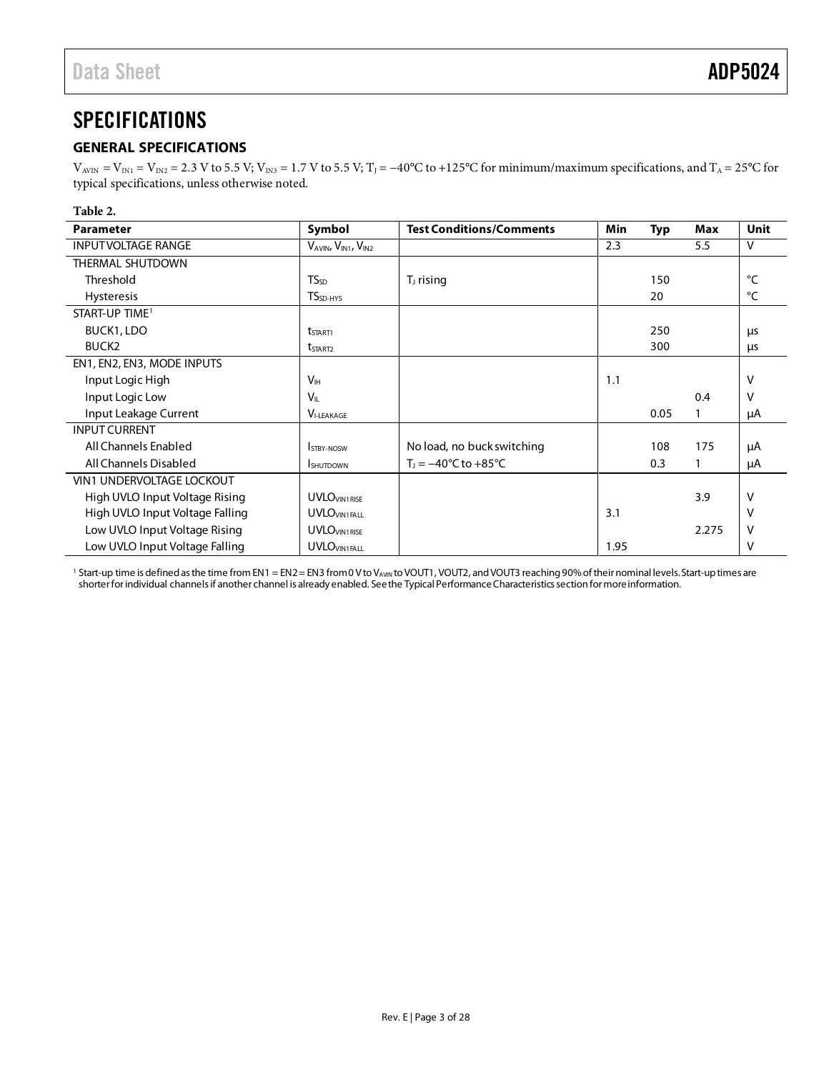# SPECIFICATIONS

## GENERAL SPECIFICATIONS

$V_{AVIN} = V_{IN1} = V_{IN2} = 2.3$ V to 5.5 V; $V_{IN3} = 1.7$ V to 5.5 V; $T_J = -40°C$ to $+125°C$ for minimum/maximum specifications, and $T_A = 25°C$ for typical specifications, unless otherwise noted.

**Table 2.**

| Parameter | Symbol | Test Conditions/Comments | Min | Typ | Max | Unit |
|---|---|---|---|---|---|---|
| INPUT VOLTAGE RANGE | $V_{AVIN}$, $V_{IN1}$, $V_{IN2}$ | | 2.3 | | 5.5 | V |
| THERMAL SHUTDOWN | | | | | | |
| Threshold | $TS_{SD}$ | $T_J$ rising | | 150 | | °C |
| Hysteresis | $TS_{SD-HYS}$ | | | 20 | | °C |
| START-UP TIME[1] | | | | | | |
| BUCK1, LDO | $t_{START1}$ | | | 250 | | µs |
| BUCK2 | $t_{START2}$ | | | 300 | | µs |
| EN1, EN2, EN3, MODE INPUTS | | | | | | |
| Input Logic High | $V_{IH}$ | | 1.1 | | | V |
| Input Logic Low | $V_{IL}$ | | | | 0.4 | V |
| Input Leakage Current | $V_{I-LEAKAGE}$ | | | 0.05 | 1 | µA |
| INPUT CURRENT | | | | | | |
| All Channels Enabled | $I_{STBY-NOSW}$ | No load, no buck switching | | 108 | 175 | µA |
| All Channels Disabled | $I_{SHUTDOWN}$ | $T_J = -40°C$ to $+85°C$ | | 0.3 | 1 | µA |
| VIN1 UNDERVOLTAGE LOCKOUT | | | | | | |
| High UVLO Input Voltage Rising | $UVLO_{VIN1RISE}$ | | | | 3.9 | V |
| High UVLO Input Voltage Falling | $UVLO_{VIN1FALL}$ | | 3.1 | | | V |
| Low UVLO Input Voltage Rising | $UVLO_{VIN1RISE}$ | | | | 2.275 | V |
| Low UVLO Input Voltage Falling | $UVLO_{VIN1FALL}$ | | 1.95 | | | V |

[1] Start-up time is defined as the time from EN1 = EN2 = EN3 from 0 V to $V_{AVIN}$ to VOUT1, VOUT2, and VOUT3 reaching 90% of their nominal levels. Start-up times are shorter for individual channels if another channel is already enabled. See the Typical Performance Characteristics section for more information.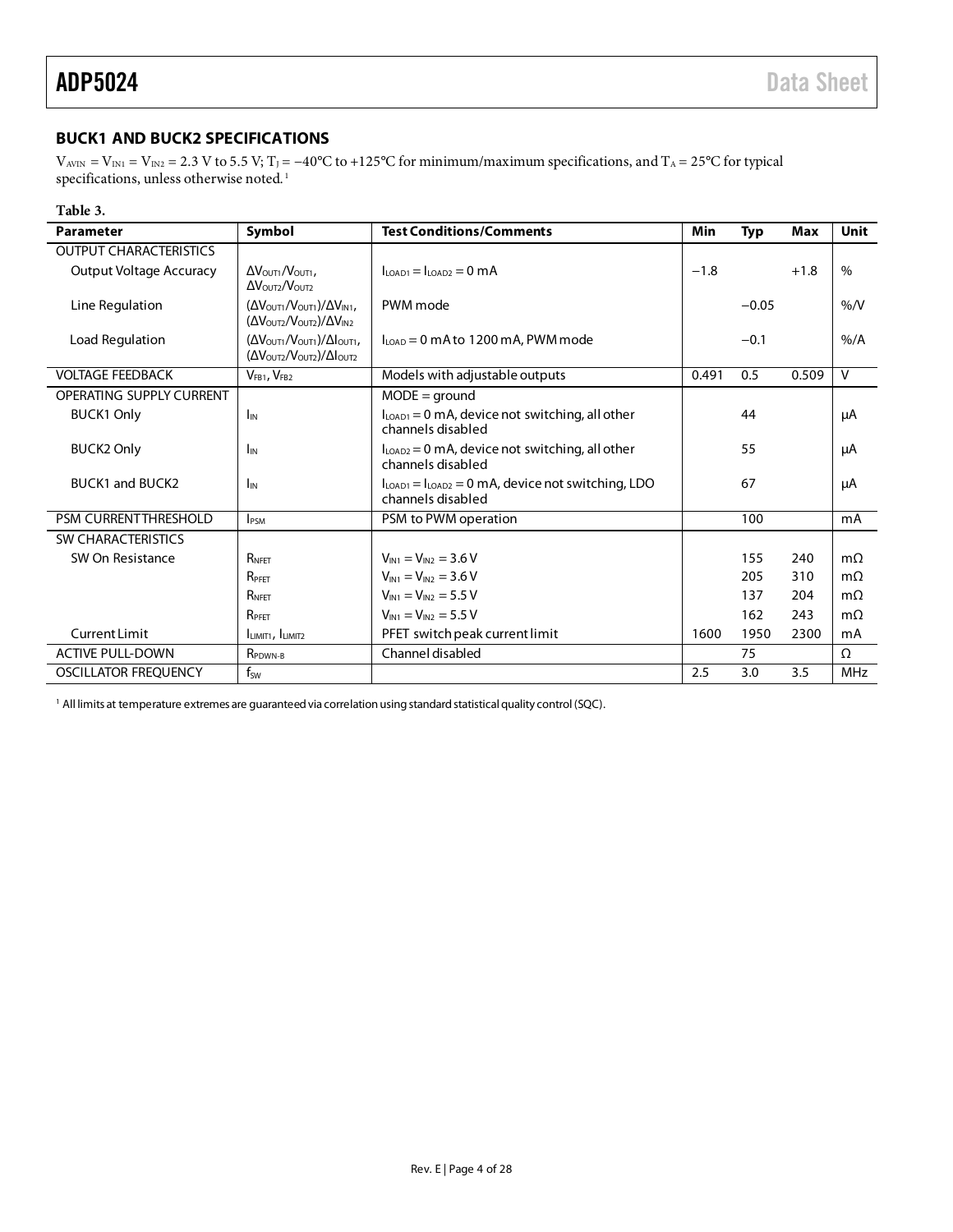## BUCK1 AND BUCK2 SPECIFICATIONS

$V_{AVIN} = V_{IN1} = V_{IN2} = 2.3$ V to 5.5 V; $T_J = -40°C$ to +125°C for minimum/maximum specifications, and $T_A = 25°C$ for typical specifications, unless otherwise noted.[1]

**Table 3.**

| Parameter | Symbol | Test Conditions/Comments | Min | Typ | Max | Unit |
|---|---|---|---|---|---|---|
| OUTPUT CHARACTERISTICS | | | | | | |
| Output Voltage Accuracy | $\Delta V_{OUT1}/V_{OUT1}$, $\Delta V_{OUT2}/V_{OUT2}$ | $I_{LOAD1} = I_{LOAD2} = 0$ mA | −1.8 | | +1.8 | % |
| Line Regulation | $(\Delta V_{OUT1}/V_{OUT1})/\Delta V_{IN1}$, $(\Delta V_{OUT2}/V_{OUT2})/\Delta V_{IN2}$ | PWM mode | | −0.05 | | %/V |
| Load Regulation | $(\Delta V_{OUT1}/V_{OUT1})/\Delta I_{OUT1}$, $(\Delta V_{OUT2}/V_{OUT2})/\Delta I_{OUT2}$ | $I_{LOAD} = 0$ mA to 1200 mA, PWM mode | | −0.1 | | %/A |
| VOLTAGE FEEDBACK | $V_{FB1}$, $V_{FB2}$ | Models with adjustable outputs | 0.491 | 0.5 | 0.509 | V |
| OPERATING SUPPLY CURRENT | | MODE = ground | | | | |
| BUCK1 Only | $I_{IN}$ | $I_{LOAD1} = 0$ mA, device not switching, all other channels disabled | | 44 | | μA |
| BUCK2 Only | $I_{IN}$ | $I_{LOAD2} = 0$ mA, device not switching, all other channels disabled | | 55 | | μA |
| BUCK1 and BUCK2 | $I_{IN}$ | $I_{LOAD1} = I_{LOAD2} = 0$ mA, device not switching, LDO channels disabled | | 67 | | μA |
| PSM CURRENT THRESHOLD | $I_{PSM}$ | PSM to PWM operation | | 100 | | mA |
| SW CHARACTERISTICS | | | | | | |
| SW On Resistance | $R_{NFET}$ | $V_{IN1} = V_{IN2} = 3.6$ V | | 155 | 240 | mΩ |
| | $R_{PFET}$ | $V_{IN1} = V_{IN2} = 3.6$ V | | 205 | 310 | mΩ |
| | $R_{NFET}$ | $V_{IN1} = V_{IN2} = 5.5$ V | | 137 | 204 | mΩ |
| | $R_{PFET}$ | $V_{IN1} = V_{IN2} = 5.5$ V | | 162 | 243 | mΩ |
| Current Limit | $I_{LIMIT1}$, $I_{LIMIT2}$ | PFET switch peak current limit | 1600 | 1950 | 2300 | mA |
| ACTIVE PULL-DOWN | $R_{PDWN-B}$ | Channel disabled | | 75 | | Ω |
| OSCILLATOR FREQUENCY | $f_{SW}$ | | 2.5 | 3.0 | 3.5 | MHz |

[1] All limits at temperature extremes are guaranteed via correlation using standard statistical quality control (SQC).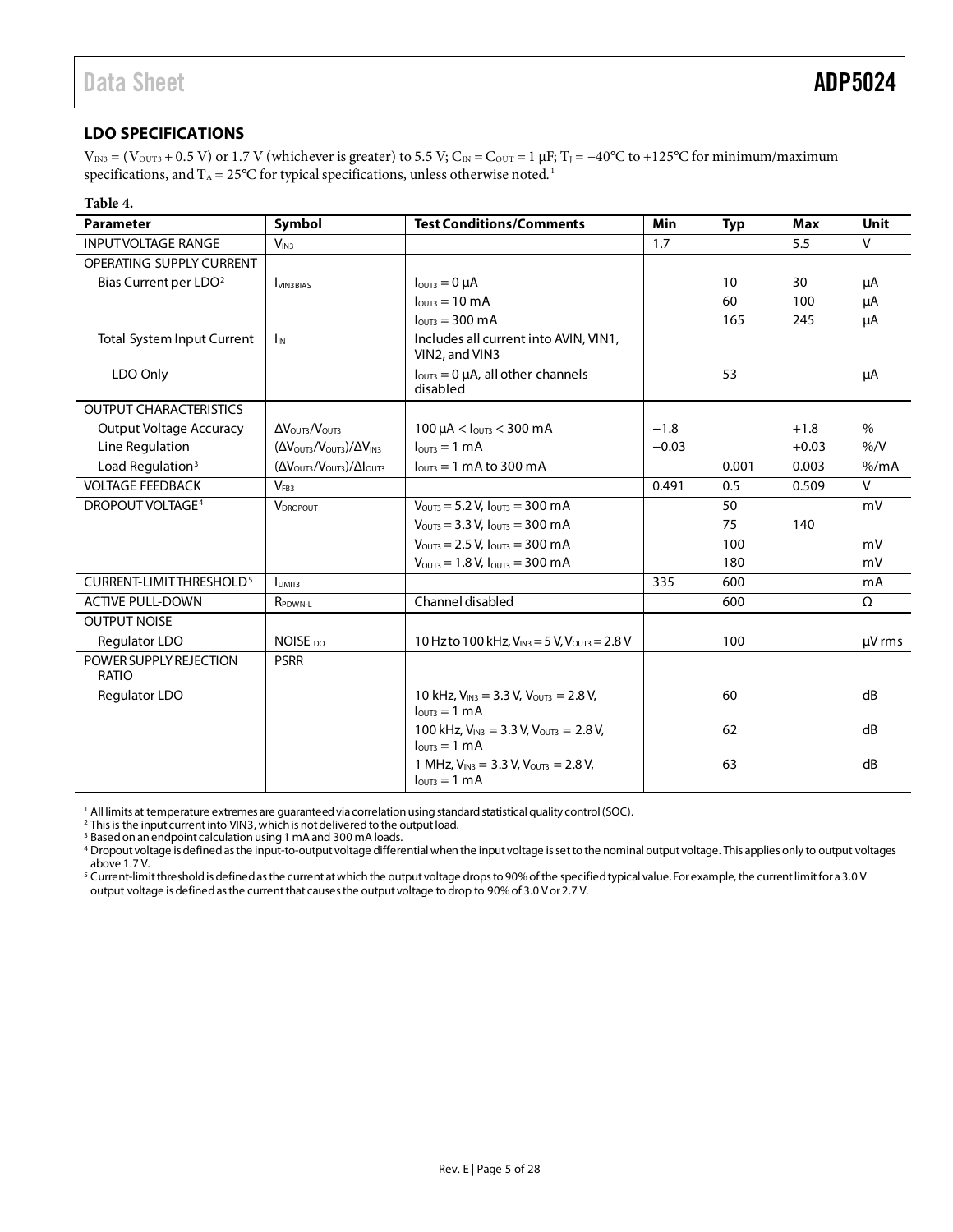## LDO SPECIFICATIONS

$V_{IN3}$ = ($V_{OUT3}$ + 0.5 V) or 1.7 V (whichever is greater) to 5.5 V; $C_{IN}$ = $C_{OUT}$ = 1 µF; $T_J$ = −40°C to +125°C for minimum/maximum specifications, and $T_A$ = 25°C for typical specifications, unless otherwise noted.[1]

**Table 4.**

| Parameter | Symbol | Test Conditions/Comments | Min | Typ | Max | Unit |
|---|---|---|---|---|---|---|
| INPUT VOLTAGE RANGE | $V_{IN3}$ | | 1.7 | | 5.5 | V |
| OPERATING SUPPLY CURRENT | | | | | | |
| Bias Current per LDO[2] | $I_{VIN3BIAS}$ | $I_{OUT3}$ = 0 µA | | 10 | 30 | µA |
| | | $I_{OUT3}$ = 10 mA | | 60 | 100 | µA |
| | | $I_{OUT3}$ = 300 mA | | 165 | 245 | µA |
| Total System Input Current | $I_{IN}$ | Includes all current into AVIN, VIN1, VIN2, and VIN3 | | | | |
| LDO Only | | $I_{OUT3}$ = 0 µA, all other channels disabled | | 53 | | µA |
| OUTPUT CHARACTERISTICS | | | | | | |
| Output Voltage Accuracy | $\Delta V_{OUT3}/V_{OUT3}$ | 100 µA < $I_{OUT3}$ < 300 mA | −1.8 | | +1.8 | % |
| Line Regulation | $(\Delta V_{OUT3}/V_{OUT3})/\Delta V_{IN3}$ | $I_{OUT3}$ = 1 mA | −0.03 | | +0.03 | %/V |
| Load Regulation[3] | $(\Delta V_{OUT3}/V_{OUT3})/\Delta I_{OUT3}$ | $I_{OUT3}$ = 1 mA to 300 mA | | 0.001 | 0.003 | %/mA |
| VOLTAGE FEEDBACK | $V_{FB3}$ | | 0.491 | 0.5 | 0.509 | V |
| DROPOUT VOLTAGE[4] | $V_{DROPOUT}$ | $V_{OUT3}$ = 5.2 V, $I_{OUT3}$ = 300 mA | | 50 | | mV |
| | | $V_{OUT3}$ = 3.3 V, $I_{OUT3}$ = 300 mA | | 75 | 140 | |
| | | $V_{OUT3}$ = 2.5 V, $I_{OUT3}$ = 300 mA | | 100 | | mV |
| | | $V_{OUT3}$ = 1.8 V, $I_{OUT3}$ = 300 mA | | 180 | | mV |
| CURRENT-LIMIT THRESHOLD[5] | $I_{LIMIT3}$ | | 335 | 600 | | mA |
| ACTIVE PULL-DOWN | $R_{PDWN-L}$ | Channel disabled | | 600 | | Ω |
| OUTPUT NOISE | | | | | | |
| Regulator LDO | $NOISE_{LDO}$ | 10 Hz to 100 kHz, $V_{IN3}$ = 5 V, $V_{OUT3}$ = 2.8 V | | 100 | | µV rms |
| POWER SUPPLY REJECTION RATIO | PSRR | | | | | |
| Regulator LDO | | 10 kHz, $V_{IN3}$ = 3.3 V, $V_{OUT3}$ = 2.8 V, $I_{OUT3}$ = 1 mA | | 60 | | dB |
| | | 100 kHz, $V_{IN3}$ = 3.3 V, $V_{OUT3}$ = 2.8 V, $I_{OUT3}$ = 1 mA | | 62 | | dB |
| | | 1 MHz, $V_{IN3}$ = 3.3 V, $V_{OUT3}$ = 2.8 V, $I_{OUT3}$ = 1 mA | | 63 | | dB |

[1] All limits at temperature extremes are guaranteed via correlation using standard statistical quality control (SQC).
[2] This is the input current into VIN3, which is not delivered to the output load.
[3] Based on an endpoint calculation using 1 mA and 300 mA loads.
[4] Dropout voltage is defined as the input-to-output voltage differential when the input voltage is set to the nominal output voltage. This applies only to output voltages above 1.7 V.
[5] Current-limit threshold is defined as the current at which the output voltage drops to 90% of the specified typical value. For example, the current limit for a 3.0 V output voltage is defined as the current that causes the output voltage to drop to 90% of 3.0 V or 2.7 V.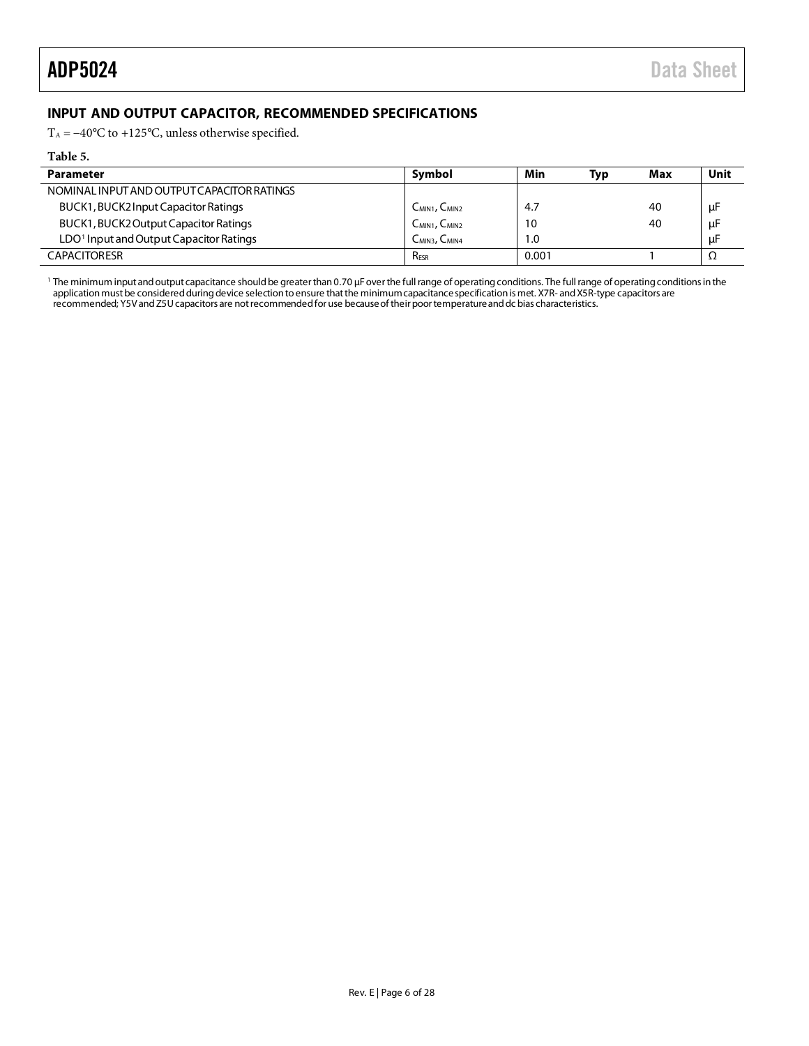## INPUT AND OUTPUT CAPACITOR, RECOMMENDED SPECIFICATIONS

$T_A$ = −40°C to +125°C, unless otherwise specified.

**Table 5.**

| Parameter | Symbol | Min | Typ | Max | Unit |
|---|---|---|---|---|---|
| NOMINAL INPUT AND OUTPUT CAPACITOR RATINGS | | | | | |
| BUCK1, BUCK2 Input Capacitor Ratings | $C_{MIN1}$, $C_{MIN2}$ | 4.7 | | 40 | µF |
| BUCK1, BUCK2 Output Capacitor Ratings | $C_{MIN1}$, $C_{MIN2}$ | 10 | | 40 | µF |
| LDO[1] Input and Output Capacitor Ratings | $C_{MIN3}$, $C_{MIN4}$ | 1.0 | | | µF |
| CAPACITOR ESR | $R_{ESR}$ | 0.001 | | 1 | Ω |

[1] The minimum input and output capacitance should be greater than 0.70 µF over the full range of operating conditions. The full range of operating conditions in the application must be considered during device selection to ensure that the minimum capacitance specification is met. X7R- and X5R-type capacitors are recommended; Y5V and Z5U capacitors are not recommended for use because of their poor temperature and dc bias characteristics.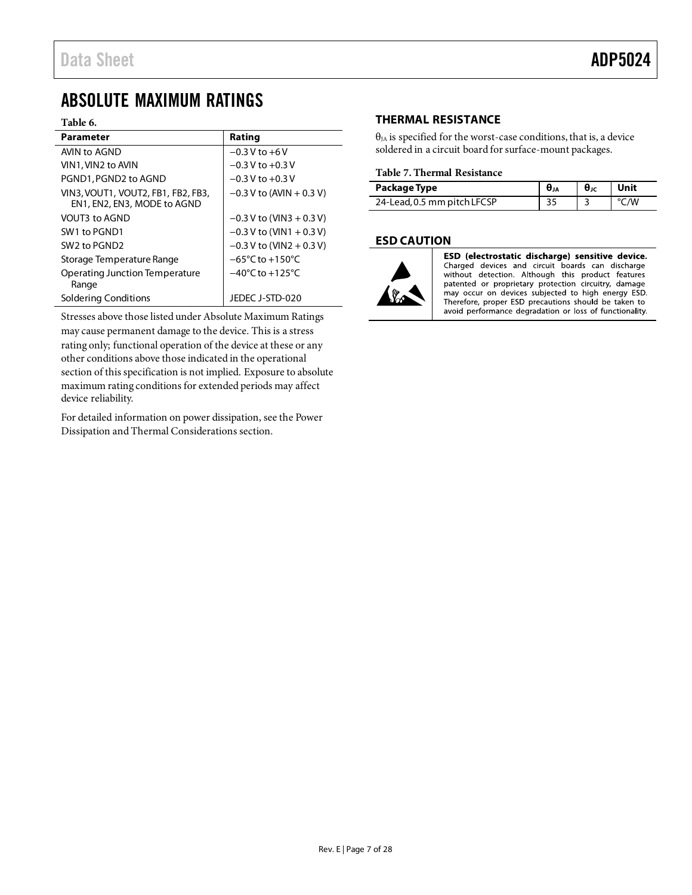# ABSOLUTE MAXIMUM RATINGS

**Table 6.**

| Parameter | Rating |
|---|---|
| AVIN to AGND | −0.3 V to +6 V |
| VIN1, VIN2 to AVIN | −0.3 V to +0.3 V |
| PGND1, PGND2 to AGND | −0.3 V to +0.3 V |
| VIN3, VOUT1, VOUT2, FB1, FB2, FB3, EN1, EN2, EN3, MODE to AGND | −0.3 V to (AVIN + 0.3 V) |
| VOUT3 to AGND | −0.3 V to (VIN3 + 0.3 V) |
| SW1 to PGND1 | −0.3 V to (VIN1 + 0.3 V) |
| SW2 to PGND2 | −0.3 V to (VIN2 + 0.3 V) |
| Storage Temperature Range | −65°C to +150°C |
| Operating Junction Temperature Range | −40°C to +125°C |
| Soldering Conditions | JEDEC J-STD-020 |

Stresses above those listed under Absolute Maximum Ratings may cause permanent damage to the device. This is a stress rating only; functional operation of the device at these or any other conditions above those indicated in the operational section of this specification is not implied. Exposure to absolute maximum rating conditions for extended periods may affect device reliability.

For detailed information on power dissipation, see the Power Dissipation and Thermal Considerations section.

## THERMAL RESISTANCE

$\theta_{JA}$ is specified for the worst-case conditions, that is, a device soldered in a circuit board for surface-mount packages.

**Table 7. Thermal Resistance**

| Package Type | $\theta_{JA}$ | $\theta_{JC}$ | Unit |
|---|---|---|---|
| 24-Lead, 0.5 mm pitch LFCSP | 35 | 3 | °C/W |

## ESD CAUTION

**ESD (electrostatic discharge) sensitive device.** Charged devices and circuit boards can discharge without detection. Although this product features patented or proprietary protection circuitry, damage may occur on devices subjected to high energy ESD. Therefore, proper ESD precautions should be taken to avoid performance degradation or loss of functionality.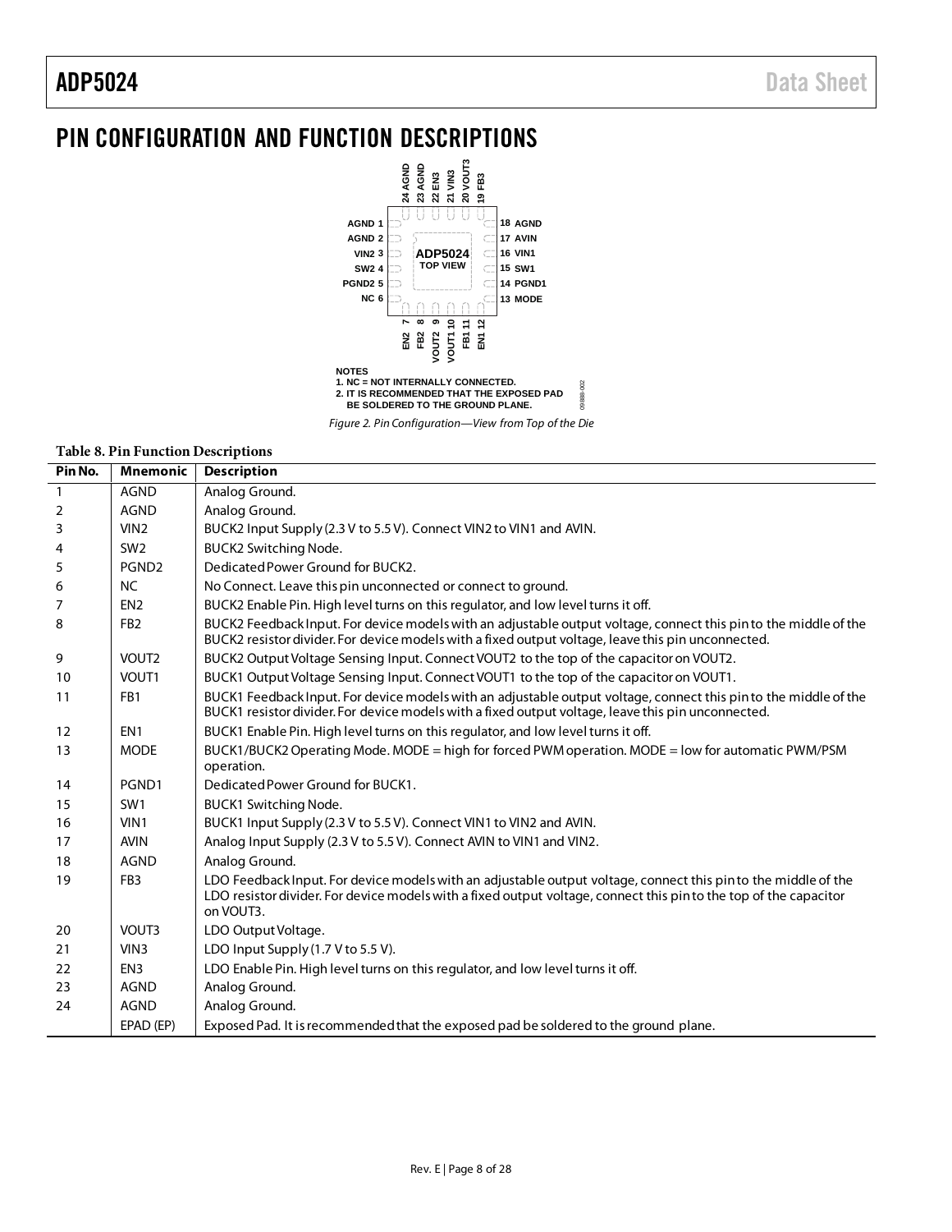# PIN CONFIGURATION AND FUNCTION DESCRIPTIONS

NOTES
1. NC = NOT INTERNALLY CONNECTED.
2. IT IS RECOMMENDED THAT THE EXPOSED PAD BE SOLDERED TO THE GROUND PLANE.

*Figure 2. Pin Configuration—View from Top of the Die*

**Table 8. Pin Function Descriptions**

| Pin No. | Mnemonic | Description |
|---|---|---|
| 1 | AGND | Analog Ground. |
| 2 | AGND | Analog Ground. |
| 3 | VIN2 | BUCK2 Input Supply (2.3 V to 5.5 V). Connect VIN2 to VIN1 and AVIN. |
| 4 | SW2 | BUCK2 Switching Node. |
| 5 | PGND2 | Dedicated Power Ground for BUCK2. |
| 6 | NC | No Connect. Leave this pin unconnected or connect to ground. |
| 7 | EN2 | BUCK2 Enable Pin. High level turns on this regulator, and low level turns it off. |
| 8 | FB2 | BUCK2 Feedback Input. For device models with an adjustable output voltage, connect this pin to the middle of the BUCK2 resistor divider. For device models with a fixed output voltage, leave this pin unconnected. |
| 9 | VOUT2 | BUCK2 Output Voltage Sensing Input. Connect VOUT2 to the top of the capacitor on VOUT2. |
| 10 | VOUT1 | BUCK1 Output Voltage Sensing Input. Connect VOUT1 to the top of the capacitor on VOUT1. |
| 11 | FB1 | BUCK1 Feedback Input. For device models with an adjustable output voltage, connect this pin to the middle of the BUCK1 resistor divider. For device models with a fixed output voltage, leave this pin unconnected. |
| 12 | EN1 | BUCK1 Enable Pin. High level turns on this regulator, and low level turns it off. |
| 13 | MODE | BUCK1/BUCK2 Operating Mode. MODE = high for forced PWM operation. MODE = low for automatic PWM/PSM operation. |
| 14 | PGND1 | Dedicated Power Ground for BUCK1. |
| 15 | SW1 | BUCK1 Switching Node. |
| 16 | VIN1 | BUCK1 Input Supply (2.3 V to 5.5 V). Connect VIN1 to VIN2 and AVIN. |
| 17 | AVIN | Analog Input Supply (2.3 V to 5.5 V). Connect AVIN to VIN1 and VIN2. |
| 18 | AGND | Analog Ground. |
| 19 | FB3 | LDO Feedback Input. For device models with an adjustable output voltage, connect this pin to the middle of the LDO resistor divider. For device models with a fixed output voltage, connect this pin to the top of the capacitor on VOUT3. |
| 20 | VOUT3 | LDO Output Voltage. |
| 21 | VIN3 | LDO Input Supply (1.7 V to 5.5 V). |
| 22 | EN3 | LDO Enable Pin. High level turns on this regulator, and low level turns it off. |
| 23 | AGND | Analog Ground. |
| 24 | AGND | Analog Ground. |
| | EPAD (EP) | Exposed Pad. It is recommended that the exposed pad be soldered to the ground plane. |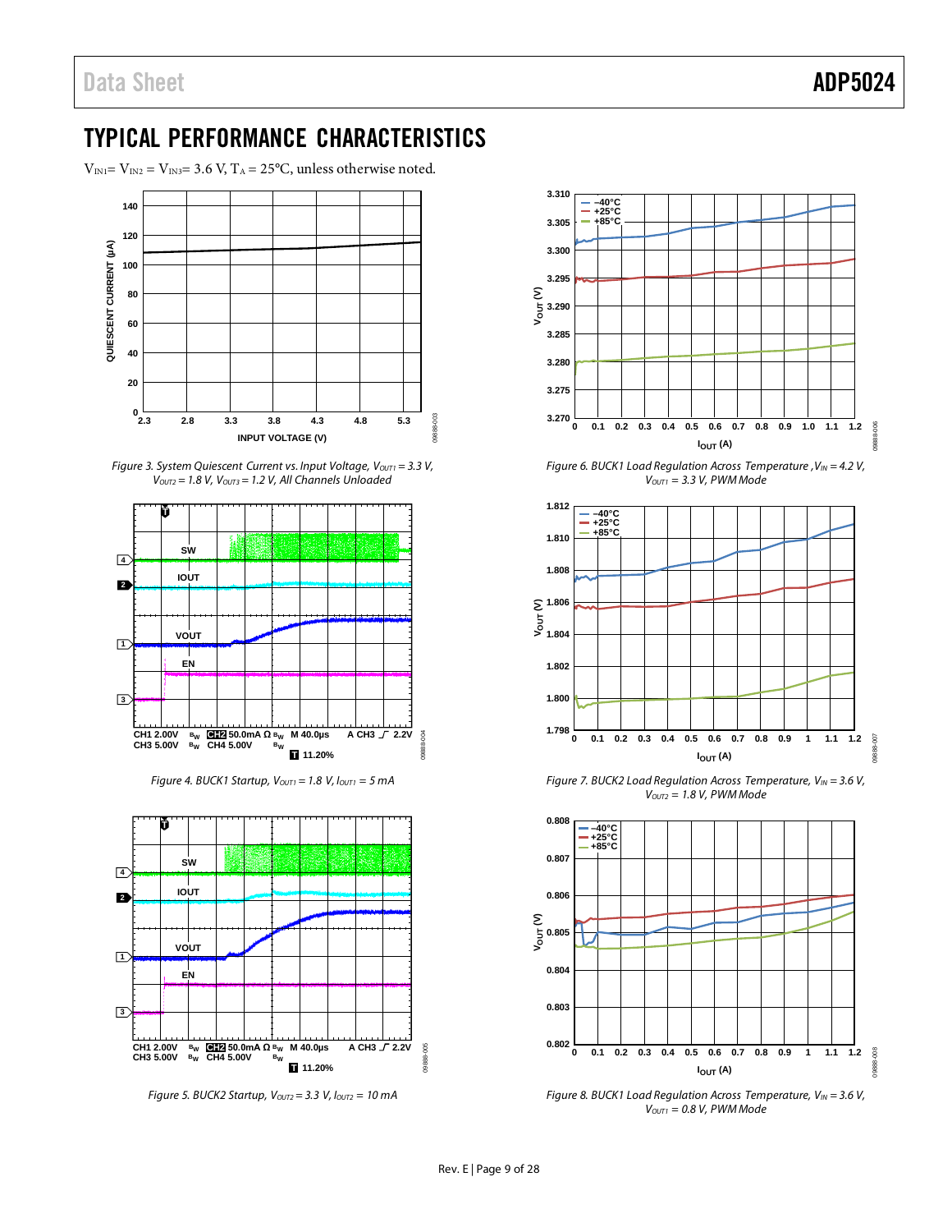## TYPICAL PERFORMANCE CHARACTERISTICS

$V_{IN1} = V_{IN2} = V_{IN3} = 3.6$ V, $T_A = 25°C$, unless otherwise noted.

*Figure 3. System Quiescent Current vs. Input Voltage, $V_{OUT1} = 3.3$ V, $V_{OUT2} = 1.8$ V, $V_{OUT3} = 1.2$ V, All Channels Unloaded*

*Figure 4. BUCK1 Startup, $V_{OUT1} = 1.8$ V, $I_{OUT1} = 5$ mA*

*Figure 5. BUCK2 Startup, $V_{OUT2} = 3.3$ V, $I_{OUT2} = 10$ mA*

*Figure 6. BUCK1 Load Regulation Across Temperature, $V_{IN} = 4.2$ V, $V_{OUT1} = 3.3$ V, PWM Mode*

*Figure 7. BUCK2 Load Regulation Across Temperature, $V_{IN} = 3.6$ V, $V_{OUT2} = 1.8$ V, PWM Mode*

*Figure 8. BUCK1 Load Regulation Across Temperature, $V_{IN} = 3.6$ V, $V_{OUT1} = 0.8$ V, PWM Mode*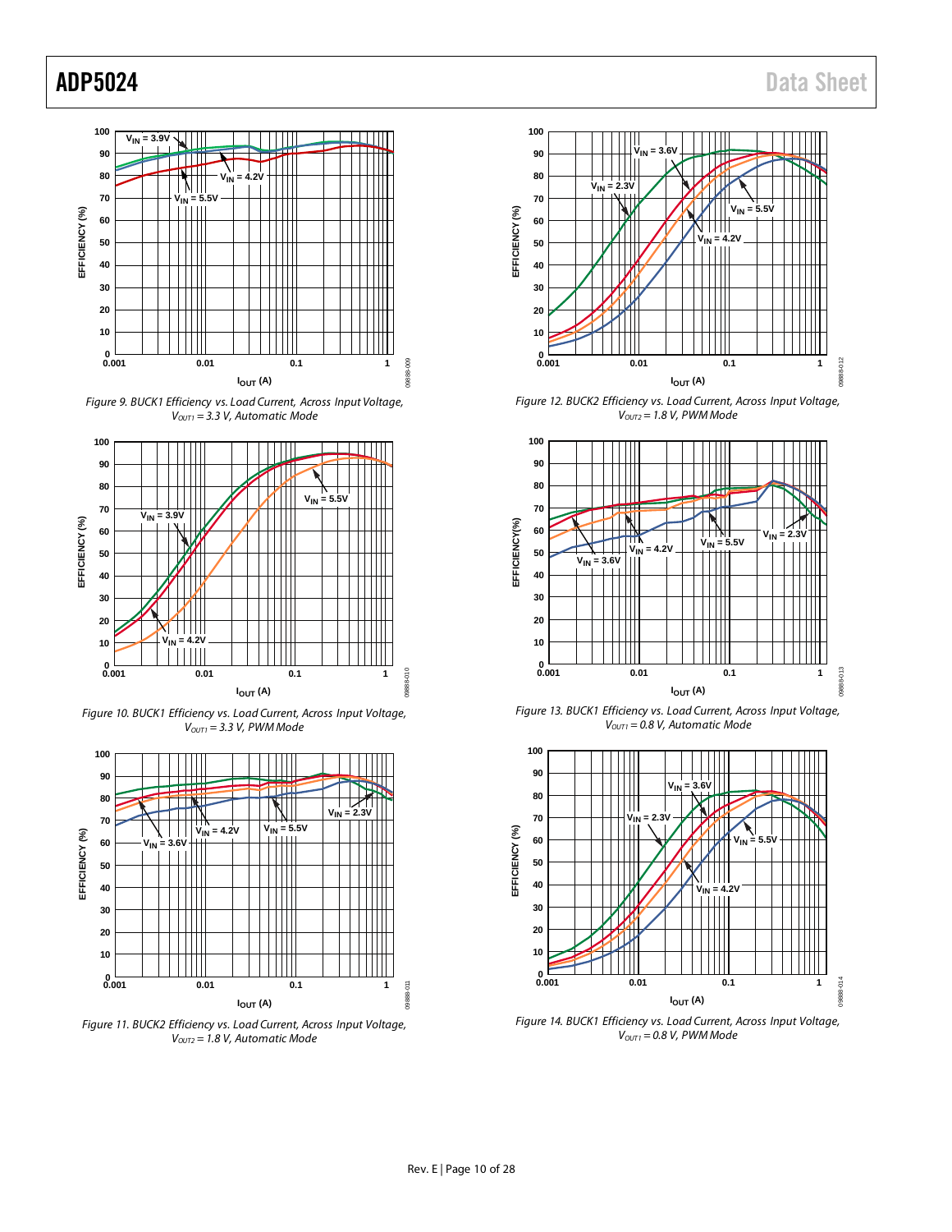Figure 9. BUCK1 Efficiency vs. Load Current, Across Input Voltage, $V_{OUT1}$ = 3.3 V, Automatic Mode

Figure 10. BUCK1 Efficiency vs. Load Current, Across Input Voltage, $V_{OUT1}$ = 3.3 V, PWM Mode

Figure 11. BUCK2 Efficiency vs. Load Current, Across Input Voltage, $V_{OUT2}$ = 1.8 V, Automatic Mode

Figure 12. BUCK2 Efficiency vs. Load Current, Across Input Voltage, $V_{OUT2}$ = 1.8 V, PWM Mode

Figure 13. BUCK1 Efficiency vs. Load Current, Across Input Voltage, $V_{OUT1}$ = 0.8 V, Automatic Mode

Figure 14. BUCK1 Efficiency vs. Load Current, Across Input Voltage, $V_{OUT1}$ = 0.8 V, PWM Mode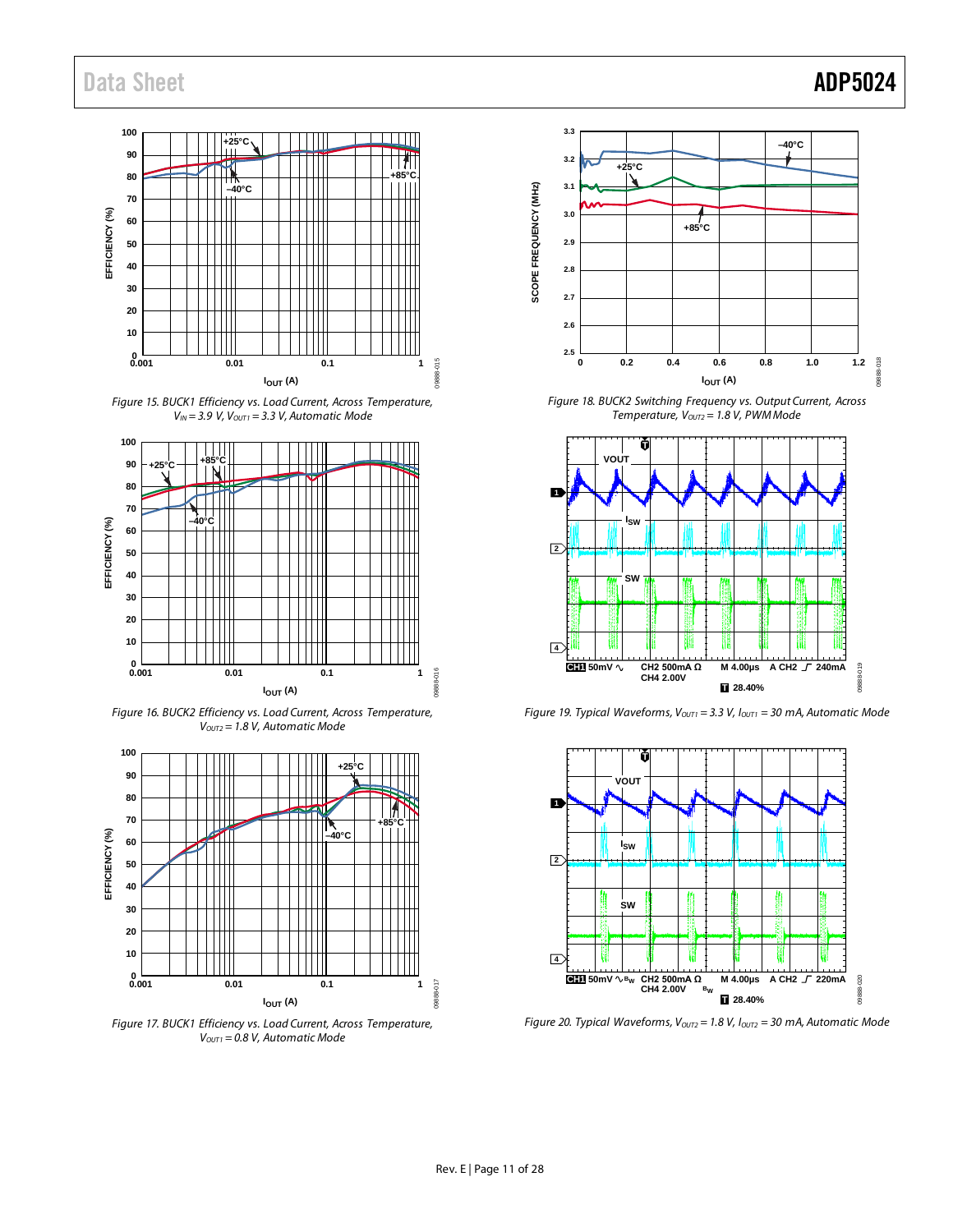Figure 15. BUCK1 Efficiency vs. Load Current, Across Temperature, $V_{IN}$ = 3.9 V, $V_{OUT1}$ = 3.3 V, Automatic Mode

Figure 16. BUCK2 Efficiency vs. Load Current, Across Temperature, $V_{OUT2}$ = 1.8 V, Automatic Mode

Figure 17. BUCK1 Efficiency vs. Load Current, Across Temperature, $V_{OUT1}$ = 0.8 V, Automatic Mode

Figure 18. BUCK2 Switching Frequency vs. Output Current, Across Temperature, $V_{OUT2}$ = 1.8 V, PWM Mode

Figure 19. Typical Waveforms, $V_{OUT1}$ = 3.3 V, $I_{OUT1}$ = 30 mA, Automatic Mode

Figure 20. Typical Waveforms, $V_{OUT2}$ = 1.8 V, $I_{OUT2}$ = 30 mA, Automatic Mode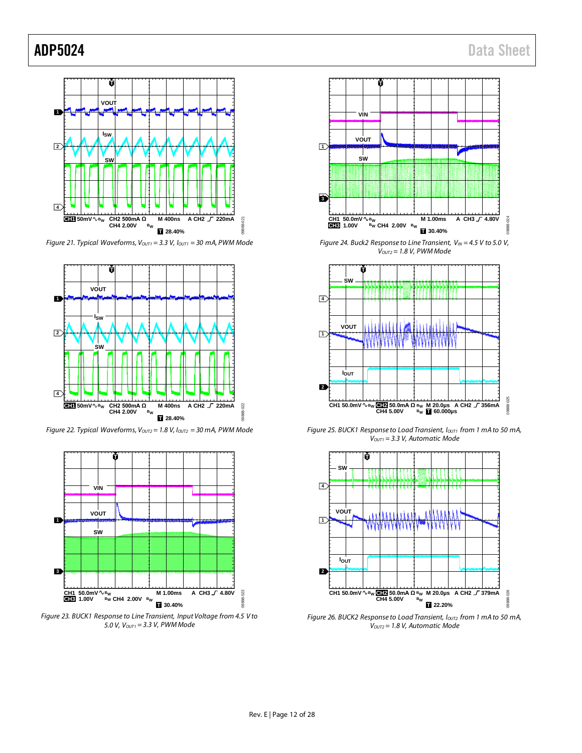Figure 21. Typical Waveforms, $V_{OUT1}$ = 3.3 V, $I_{OUT1}$ = 30 mA, PWM Mode

Figure 22. Typical Waveforms, $V_{OUT2}$ = 1.8 V, $I_{OUT2}$ = 30 mA, PWM Mode

Figure 23. BUCK1 Response to Line Transient, Input Voltage from 4.5 V to 5.0 V, $V_{OUT1}$ = 3.3 V, PWM Mode

Figure 24. Buck2 Response to Line Transient, $V_{IN}$ = 4.5 V to 5.0 V, $V_{OUT2}$ = 1.8 V, PWM Mode

Figure 25. BUCK1 Response to Load Transient, $I_{OUT1}$ from 1 mA to 50 mA, $V_{OUT1}$ = 3.3 V, Automatic Mode

Figure 26. BUCK2 Response to Load Transient, $I_{OUT2}$ from 1 mA to 50 mA, $V_{OUT2}$ = 1.8 V, Automatic Mode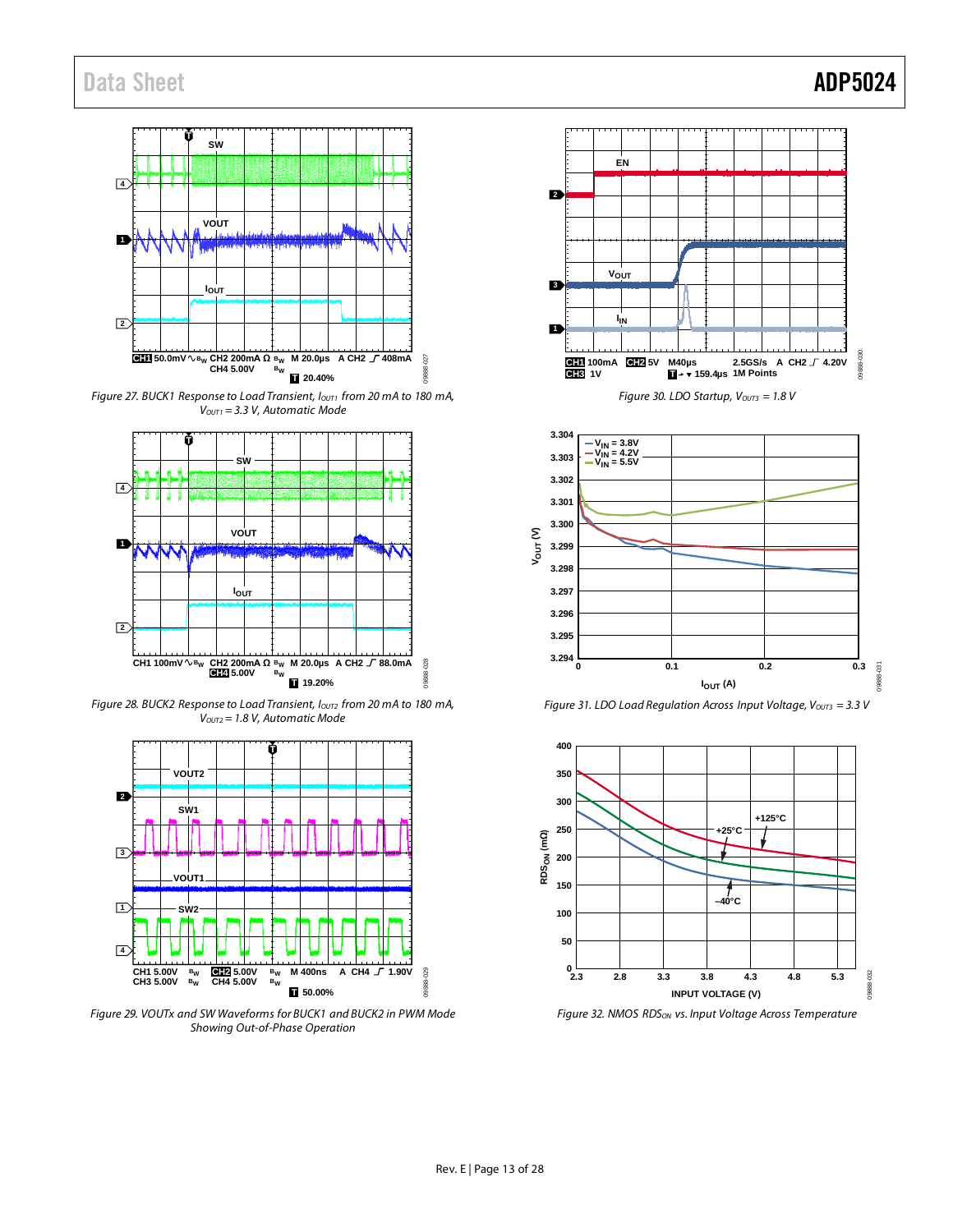Figure 27. BUCK1 Response to Load Transient, $I_{OUT1}$ from 20 mA to 180 mA, $V_{OUT1}$ = 3.3 V, Automatic Mode

Figure 28. BUCK2 Response to Load Transient, $I_{OUT2}$ from 20 mA to 180 mA, $V_{OUT2}$ = 1.8 V, Automatic Mode

Figure 29. VOUTx and SW Waveforms for BUCK1 and BUCK2 in PWM Mode Showing Out-of-Phase Operation

Figure 30. LDO Startup, $V_{OUT3}$ = 1.8 V

Figure 31. LDO Load Regulation Across Input Voltage, $V_{OUT3}$ = 3.3 V

Figure 32. NMOS $RDS_{ON}$ vs. Input Voltage Across Temperature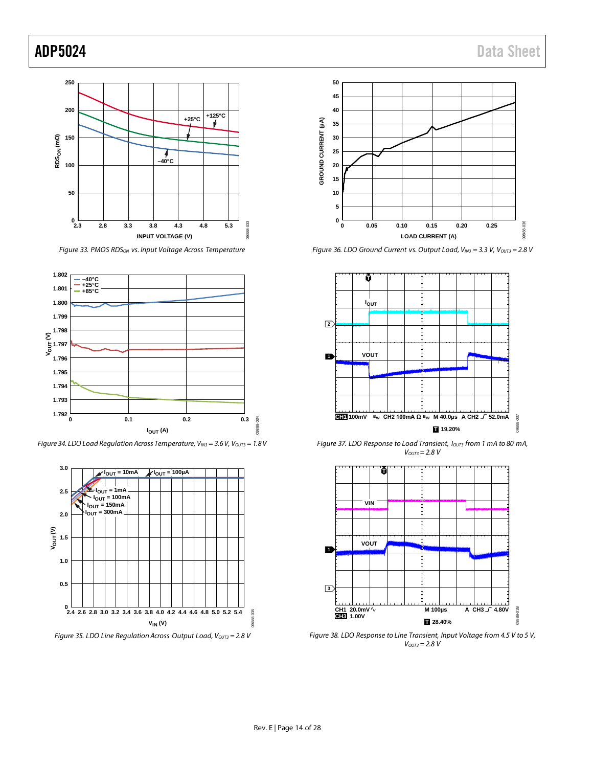Figure 33. PMOS $RDS_{ON}$ vs. Input Voltage Across Temperature

Figure 34. LDO Load Regulation Across Temperature, $V_{IN3}$ = 3.6 V, $V_{OUT3}$ = 1.8 V

Figure 35. LDO Line Regulation Across Output Load, $V_{OUT3}$ = 2.8 V

Figure 36. LDO Ground Current vs. Output Load, $V_{IN3}$ = 3.3 V, $V_{OUT3}$ = 2.8 V

Figure 37. LDO Response to Load Transient, $I_{OUT3}$ from 1 mA to 80 mA, $V_{OUT3}$ = 2.8 V

Figure 38. LDO Response to Line Transient, Input Voltage from 4.5 V to 5 V, $V_{OUT3}$ = 2.8 V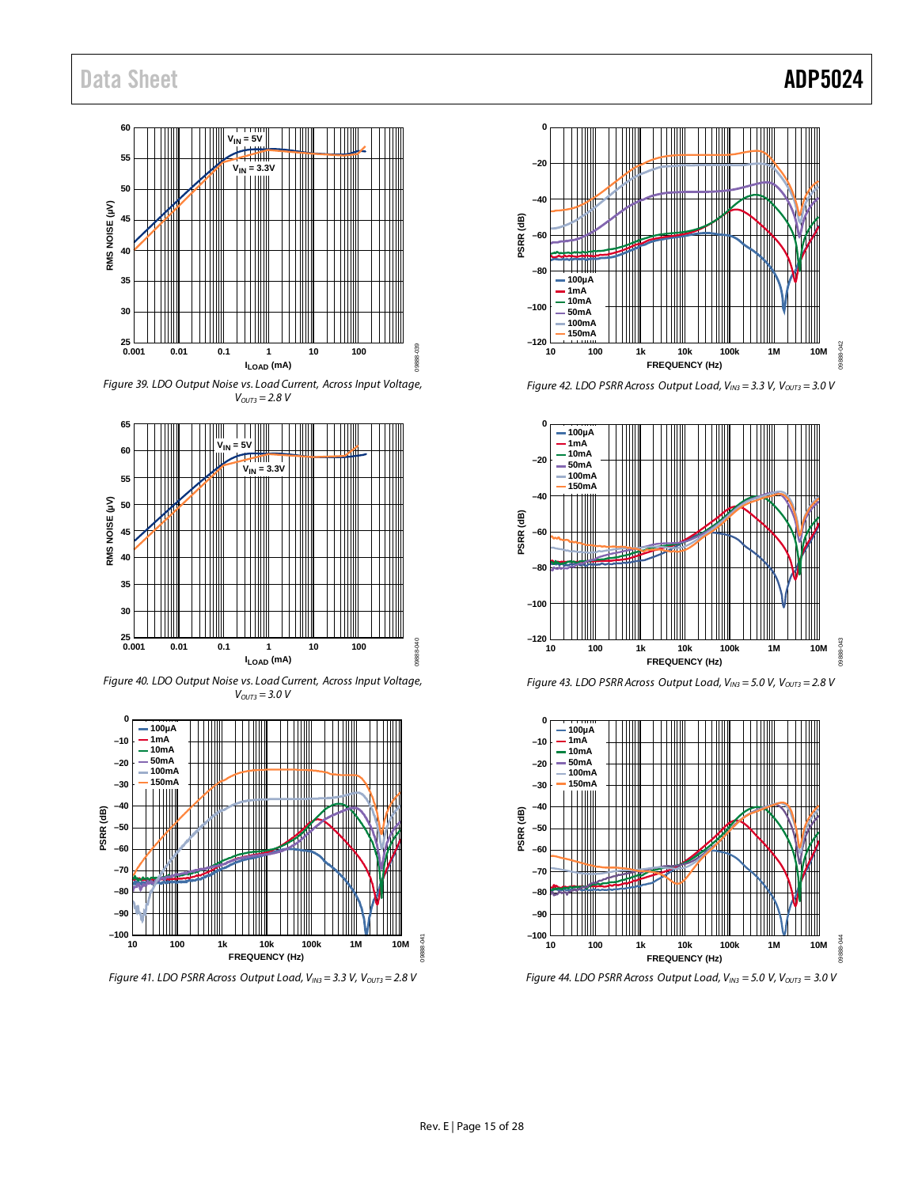Figure 39. LDO Output Noise vs. Load Current, Across Input Voltage, $V_{OUT3} = 2.8$ V

Figure 40. LDO Output Noise vs. Load Current, Across Input Voltage, $V_{OUT3} = 3.0$ V

Figure 41. LDO PSRR Across Output Load, $V_{IN3} = 3.3$ V, $V_{OUT3} = 2.8$ V

Figure 42. LDO PSRR Across Output Load, $V_{IN3} = 3.3$ V, $V_{OUT3} = 3.0$ V

Figure 43. LDO PSRR Across Output Load, $V_{IN3} = 5.0$ V, $V_{OUT3} = 2.8$ V

Figure 44. LDO PSRR Across Output Load, $V_{IN3} = 5.0$ V, $V_{OUT3} = 3.0$ V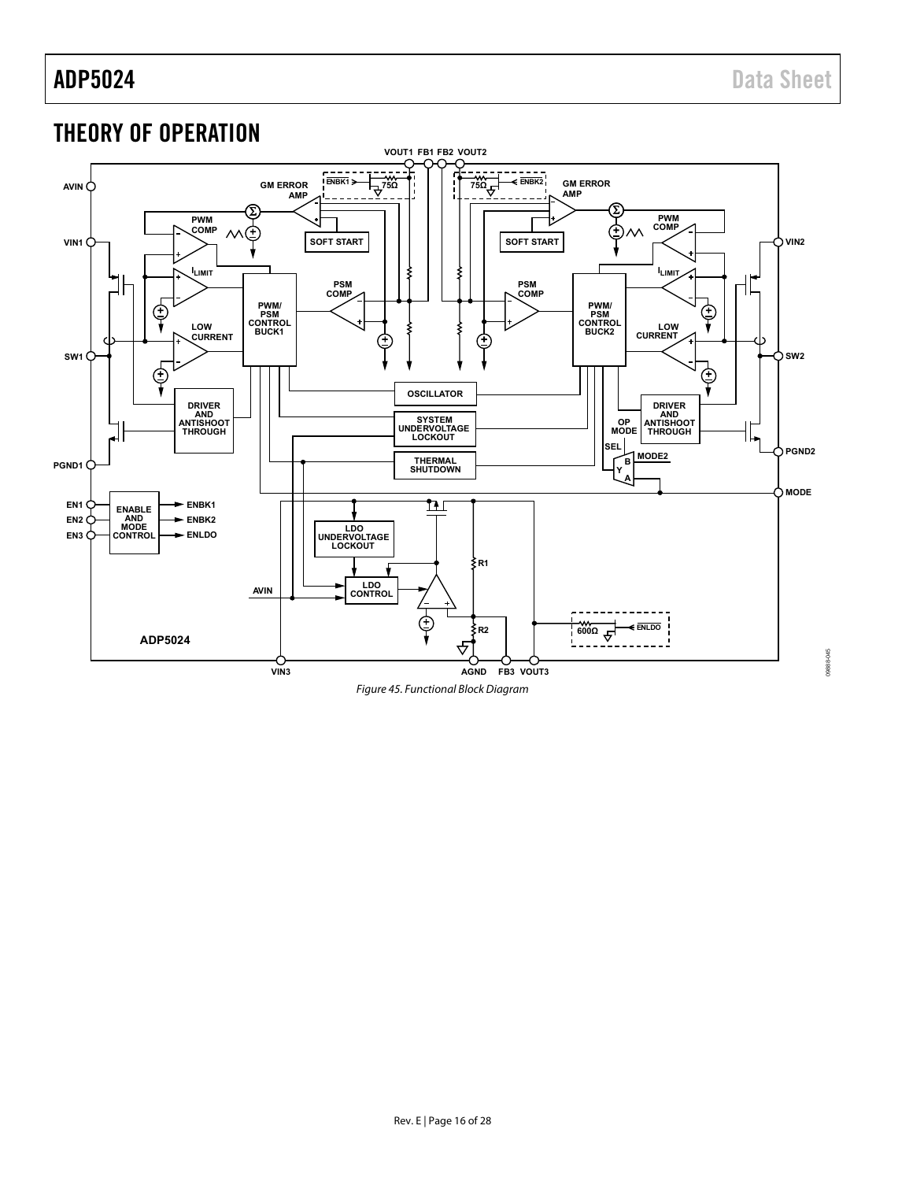# THEORY OF OPERATION

Figure 45. Functional Block Diagram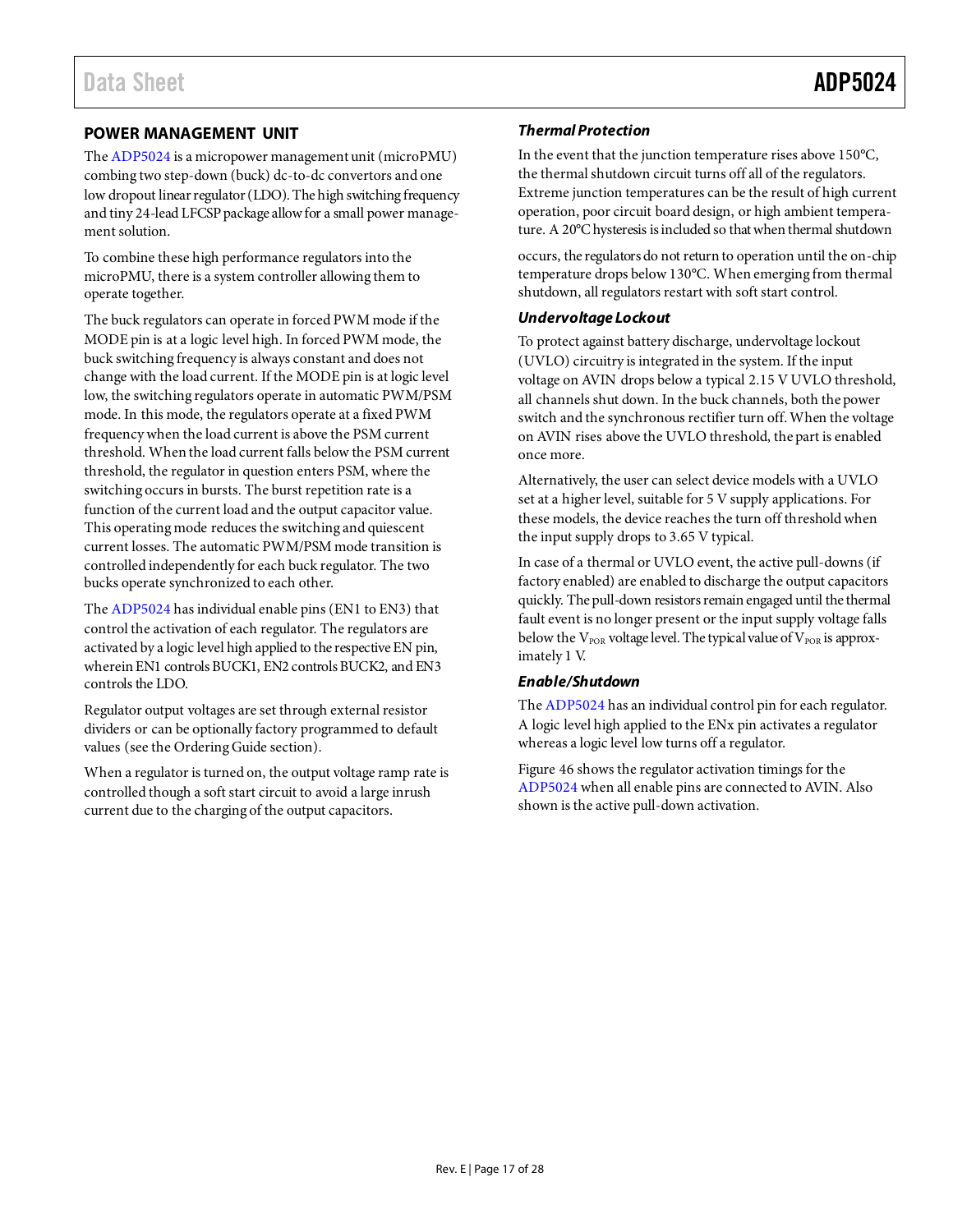## POWER MANAGEMENT UNIT

The ADP5024 is a micropower management unit (microPMU) combing two step-down (buck) dc-to-dc convertors and one low dropout linear regulator (LDO). The high switching frequency and tiny 24-lead LFCSP package allow for a small power management solution.

To combine these high performance regulators into the microPMU, there is a system controller allowing them to operate together.

The buck regulators can operate in forced PWM mode if the MODE pin is at a logic level high. In forced PWM mode, the buck switching frequency is always constant and does not change with the load current. If the MODE pin is at logic level low, the switching regulators operate in automatic PWM/PSM mode. In this mode, the regulators operate at a fixed PWM frequency when the load current is above the PSM current threshold. When the load current falls below the PSM current threshold, the regulator in question enters PSM, where the switching occurs in bursts. The burst repetition rate is a function of the current load and the output capacitor value. This operating mode reduces the switching and quiescent current losses. The automatic PWM/PSM mode transition is controlled independently for each buck regulator. The two bucks operate synchronized to each other.

The ADP5024 has individual enable pins (EN1 to EN3) that control the activation of each regulator. The regulators are activated by a logic level high applied to the respective EN pin, wherein EN1 controls BUCK1, EN2 controls BUCK2, and EN3 controls the LDO.

Regulator output voltages are set through external resistor dividers or can be optionally factory programmed to default values (see the Ordering Guide section).

When a regulator is turned on, the output voltage ramp rate is controlled though a soft start circuit to avoid a large inrush current due to the charging of the output capacitors.

### *Thermal Protection*

In the event that the junction temperature rises above 150°C, the thermal shutdown circuit turns off all of the regulators. Extreme junction temperatures can be the result of high current operation, poor circuit board design, or high ambient temperature. A 20°C hysteresis is included so that when thermal shutdown occurs, the regulators do not return to operation until the on-chip temperature drops below 130°C. When emerging from thermal shutdown, all regulators restart with soft start control.

### *Undervoltage Lockout*

To protect against battery discharge, undervoltage lockout (UVLO) circuitry is integrated in the system. If the input voltage on AVIN drops below a typical 2.15 V UVLO threshold, all channels shut down. In the buck channels, both the power switch and the synchronous rectifier turn off. When the voltage on AVIN rises above the UVLO threshold, the part is enabled once more.

Alternatively, the user can select device models with a UVLO set at a higher level, suitable for 5 V supply applications. For these models, the device reaches the turn off threshold when the input supply drops to 3.65 V typical.

In case of a thermal or UVLO event, the active pull-downs (if factory enabled) are enabled to discharge the output capacitors quickly. The pull-down resistors remain engaged until the thermal fault event is no longer present or the input supply voltage falls below the $V_{POR}$ voltage level. The typical value of $V_{POR}$ is approximately 1 V.

### *Enable/Shutdown*

The ADP5024 has an individual control pin for each regulator. A logic level high applied to the ENx pin activates a regulator whereas a logic level low turns off a regulator.

Figure 46 shows the regulator activation timings for the ADP5024 when all enable pins are connected to AVIN. Also shown is the active pull-down activation.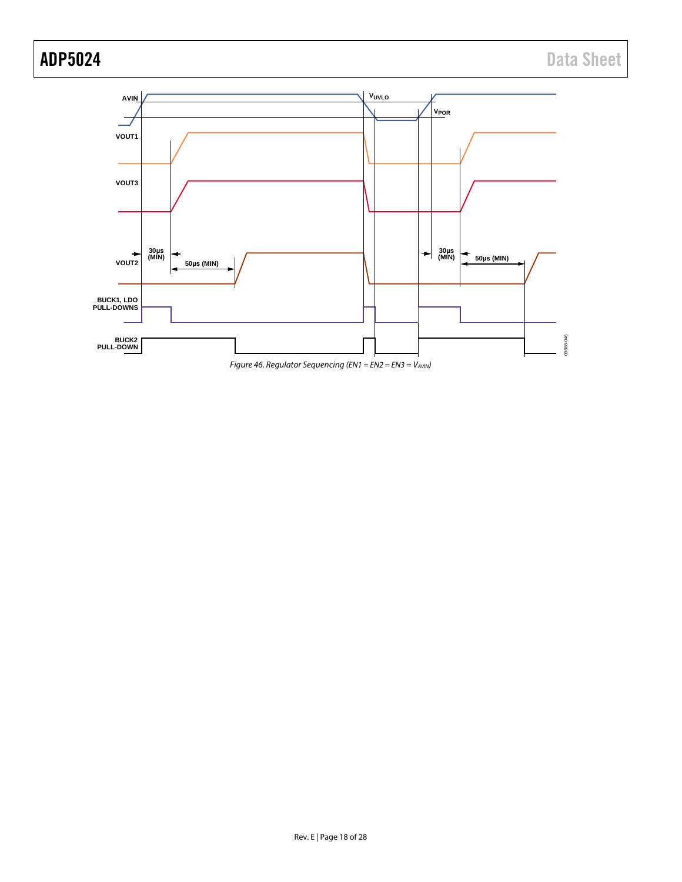*Figure 46. Regulator Sequencing (EN1 = EN2 = EN3 = $V_{AVIN}$)*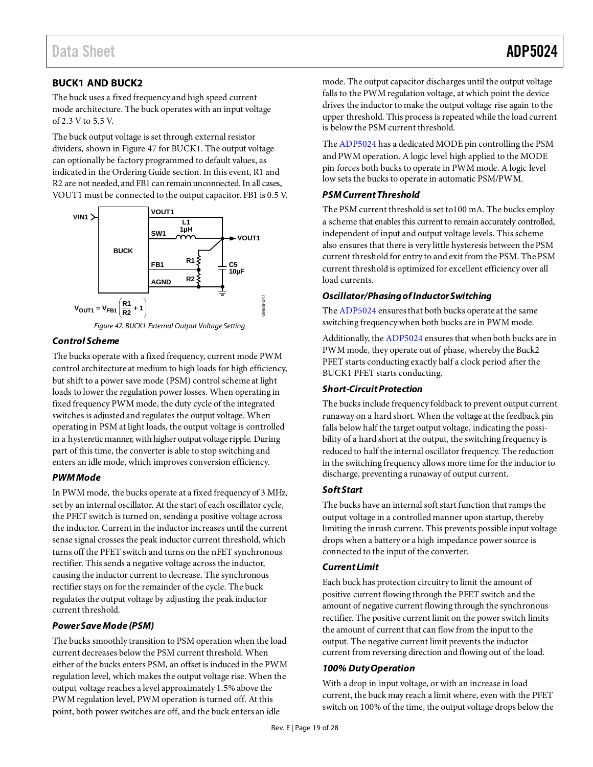## BUCK1 AND BUCK2

The buck uses a fixed frequency and high speed current mode architecture. The buck operates with an input voltage of 2.3 V to 5.5 V.

The buck output voltage is set through external resistor dividers, shown in Figure 47 for BUCK1. The output voltage can optionally be factory programmed to default values, as indicated in the Ordering Guide section. In this event, R1 and R2 are not needed, and FB1 can remain unconnected. In all cases, VOUT1 must be connected to the output capacitor. FB1 is 0.5 V.

$$V_{OUT1} = V_{FB1}\left(\frac{R1}{R2} + 1\right)$$

*Figure 47. BUCK1 External Output Voltage Setting*

### *Control Scheme*

The bucks operate with a fixed frequency, current mode PWM control architecture at medium to high loads for high efficiency, but shift to a power save mode (PSM) control scheme at light loads to lower the regulation power losses. When operating in fixed frequency PWM mode, the duty cycle of the integrated switches is adjusted and regulates the output voltage. When operating in PSM at light loads, the output voltage is controlled in a hysteretic manner, with higher output voltage ripple. During part of this time, the converter is able to stop switching and enters an idle mode, which improves conversion efficiency.

### *PWM Mode*

In PWM mode, the bucks operate at a fixed frequency of 3 MHz, set by an internal oscillator. At the start of each oscillator cycle, the PFET switch is turned on, sending a positive voltage across the inductor. Current in the inductor increases until the current sense signal crosses the peak inductor current threshold, which turns off the PFET switch and turns on the nFET synchronous rectifier. This sends a negative voltage across the inductor, causing the inductor current to decrease. The synchronous rectifier stays on for the remainder of the cycle. The buck regulates the output voltage by adjusting the peak inductor current threshold.

### *Power Save Mode (PSM)*

The bucks smoothly transition to PSM operation when the load current decreases below the PSM current threshold. When either of the bucks enters PSM, an offset is induced in the PWM regulation level, which makes the output voltage rise. When the output voltage reaches a level approximately 1.5% above the PWM regulation level, PWM operation is turned off. At this point, both power switches are off, and the buck enters an idle mode. The output capacitor discharges until the output voltage falls to the PWM regulation voltage, at which point the device drives the inductor to make the output voltage rise again to the upper threshold. This process is repeated while the load current is below the PSM current threshold.

The ADP5024 has a dedicated MODE pin controlling the PSM and PWM operation. A logic level high applied to the MODE pin forces both bucks to operate in PWM mode. A logic level low sets the bucks to operate in automatic PSM/PWM.

### *PSM Current Threshold*

The PSM current threshold is set to100 mA. The bucks employ a scheme that enables this current to remain accurately controlled, independent of input and output voltage levels. This scheme also ensures that there is very little hysteresis between the PSM current threshold for entry to and exit from the PSM. The PSM current threshold is optimized for excellent efficiency over all load currents.

### *Oscillator/Phasing of Inductor Switching*

The ADP5024 ensures that both bucks operate at the same switching frequency when both bucks are in PWM mode.

Additionally, the ADP5024 ensures that when both bucks are in PWM mode, they operate out of phase, whereby the Buck2 PFET starts conducting exactly half a clock period after the BUCK1 PFET starts conducting.

### *Short-Circuit Protection*

The bucks include frequency foldback to prevent output current runaway on a hard short. When the voltage at the feedback pin falls below half the target output voltage, indicating the possibility of a hard short at the output, the switching frequency is reduced to half the internal oscillator frequency. The reduction in the switching frequency allows more time for the inductor to discharge, preventing a runaway of output current.

### *Soft Start*

The bucks have an internal soft start function that ramps the output voltage in a controlled manner upon startup, thereby limiting the inrush current. This prevents possible input voltage drops when a battery or a high impedance power source is connected to the input of the converter.

### *Current Limit*

Each buck has protection circuitry to limit the amount of positive current flowing through the PFET switch and the amount of negative current flowing through the synchronous rectifier. The positive current limit on the power switch limits the amount of current that can flow from the input to the output. The negative current limit prevents the inductor current from reversing direction and flowing out of the load.

### *100% Duty Operation*

With a drop in input voltage, or with an increase in load current, the buck may reach a limit where, even with the PFET switch on 100% of the time, the output voltage drops below the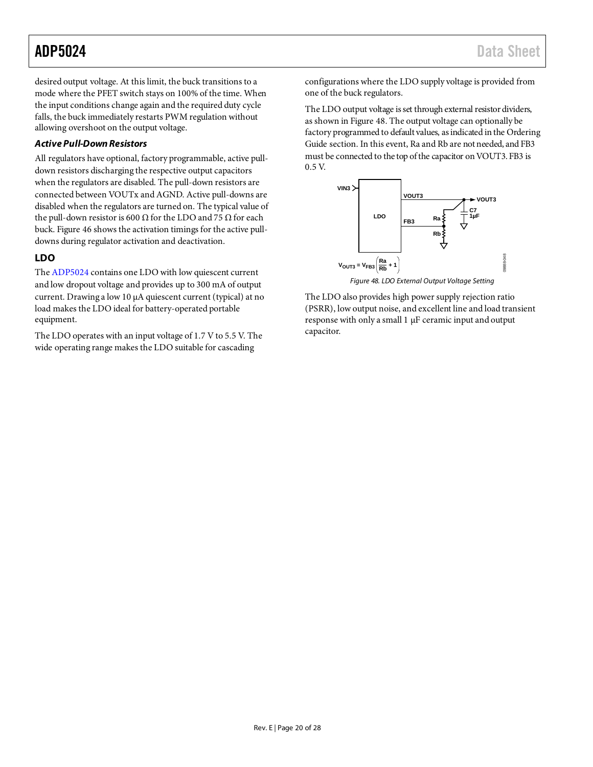desired output voltage. At this limit, the buck transitions to a mode where the PFET switch stays on 100% of the time. When the input conditions change again and the required duty cycle falls, the buck immediately restarts PWM regulation without allowing overshoot on the output voltage.

### *Active Pull-Down Resistors*

All regulators have optional, factory programmable, active pull-down resistors discharging the respective output capacitors when the regulators are disabled. The pull-down resistors are connected between VOUTx and AGND. Active pull-downs are disabled when the regulators are turned on. The typical value of the pull-down resistor is 600 Ω for the LDO and 75 Ω for each buck. Figure 46 shows the activation timings for the active pull-downs during regulator activation and deactivation.

## LDO

The ADP5024 contains one LDO with low quiescent current and low dropout voltage and provides up to 300 mA of output current. Drawing a low 10 μA quiescent current (typical) at no load makes the LDO ideal for battery-operated portable equipment.

The LDO operates with an input voltage of 1.7 V to 5.5 V. The wide operating range makes the LDO suitable for cascading configurations where the LDO supply voltage is provided from one of the buck regulators.

The LDO output voltage is set through external resistor dividers, as shown in Figure 48. The output voltage can optionally be factory programmed to default values, as indicated in the Ordering Guide section. In this event, Ra and Rb are not needed, and FB3 must be connected to the top of the capacitor on VOUT3. FB3 is 0.5 V.

$$V_{OUT3} = V_{FB3}\left(\frac{Ra}{Rb} + 1\right)$$

*Figure 48. LDO External Output Voltage Setting*

The LDO also provides high power supply rejection ratio (PSRR), low output noise, and excellent line and load transient response with only a small 1 μF ceramic input and output capacitor.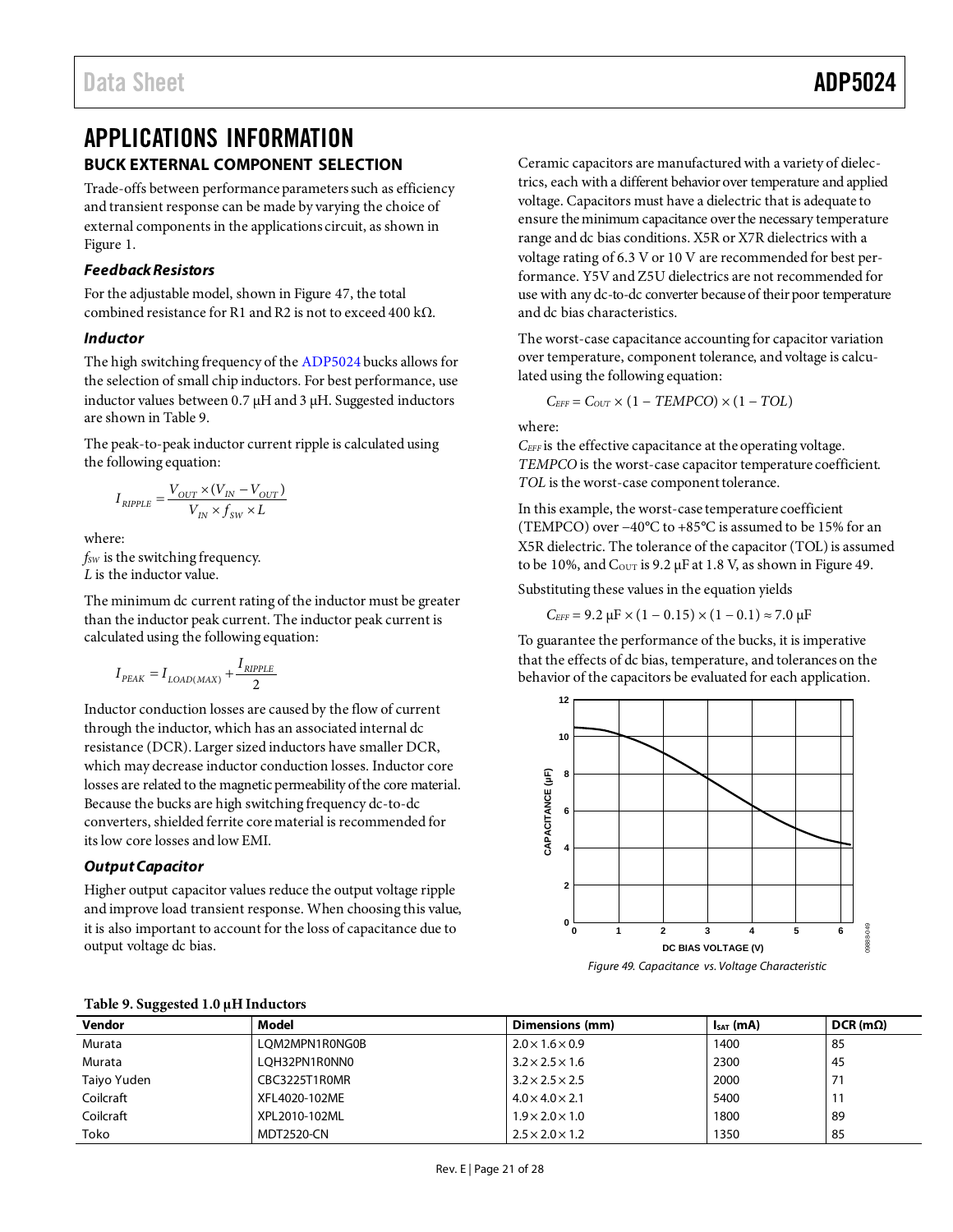# APPLICATIONS INFORMATION

## BUCK EXTERNAL COMPONENT SELECTION

Trade-offs between performance parameters such as efficiency and transient response can be made by varying the choice of external components in the applications circuit, as shown in Figure 1.

### *Feedback Resistors*

For the adjustable model, shown in Figure 47, the total combined resistance for R1 and R2 is not to exceed 400 kΩ.

### *Inductor*

The high switching frequency of the ADP5024 bucks allows for the selection of small chip inductors. For best performance, use inductor values between 0.7 μH and 3 μH. Suggested inductors are shown in Table 9.

The peak-to-peak inductor current ripple is calculated using the following equation:

$$I_{RIPPLE} = \frac{V_{OUT} \times (V_{IN} - V_{OUT})}{V_{IN} \times f_{SW} \times L}$$

where:
$f_{SW}$ is the switching frequency.
$L$ is the inductor value.

The minimum dc current rating of the inductor must be greater than the inductor peak current. The inductor peak current is calculated using the following equation:

$$I_{PEAK} = I_{LOAD(MAX)} + \frac{I_{RIPPLE}}{2}$$

Inductor conduction losses are caused by the flow of current through the inductor, which has an associated internal dc resistance (DCR). Larger sized inductors have smaller DCR, which may decrease inductor conduction losses. Inductor core losses are related to the magnetic permeability of the core material. Because the bucks are high switching frequency dc-to-dc converters, shielded ferrite core material is recommended for its low core losses and low EMI.

### *Output Capacitor*

Higher output capacitor values reduce the output voltage ripple and improve load transient response. When choosing this value, it is also important to account for the loss of capacitance due to output voltage dc bias.

Ceramic capacitors are manufactured with a variety of dielectrics, each with a different behavior over temperature and applied voltage. Capacitors must have a dielectric that is adequate to ensure the minimum capacitance over the necessary temperature range and dc bias conditions. X5R or X7R dielectrics with a voltage rating of 6.3 V or 10 V are recommended for best performance. Y5V and Z5U dielectrics are not recommended for use with any dc-to-dc converter because of their poor temperature and dc bias characteristics.

The worst-case capacitance accounting for capacitor variation over temperature, component tolerance, and voltage is calculated using the following equation:

$$C_{EFF} = C_{OUT} \times (1 - TEMPCO) \times (1 - TOL)$$

where:
$C_{EFF}$ is the effective capacitance at the operating voltage.
$TEMPCO$ is the worst-case capacitor temperature coefficient.
$TOL$ is the worst-case component tolerance.

In this example, the worst-case temperature coefficient (TEMPCO) over −40°C to +85°C is assumed to be 15% for an X5R dielectric. The tolerance of the capacitor (TOL) is assumed to be 10%, and $C_{OUT}$ is 9.2 μF at 1.8 V, as shown in Figure 49.

Substituting these values in the equation yields

$$C_{EFF} = 9.2\ \mu F \times (1 - 0.15) \times (1 - 0.1) \approx 7.0\ \mu F$$

To guarantee the performance of the bucks, it is imperative that the effects of dc bias, temperature, and tolerances on the behavior of the capacitors be evaluated for each application.

Figure 49. Capacitance vs. Voltage Characteristic

**Table 9. Suggested 1.0 μH Inductors**

| Vendor | Model | Dimensions (mm) | $I_{SAT}$ (mA) | DCR (mΩ) |
|---|---|---|---|---|
| Murata | LQM2MPN1R0NG0B | 2.0 × 1.6 × 0.9 | 1400 | 85 |
| Murata | LQH32PN1R0NN0 | 3.2 × 2.5 × 1.6 | 2300 | 45 |
| Taiyo Yuden | CBC3225T1R0MR | 3.2 × 2.5 × 2.5 | 2000 | 71 |
| Coilcraft | XFL4020-102ME | 4.0 × 4.0 × 2.1 | 5400 | 11 |
| Coilcraft | XPL2010-102ML | 1.9 × 2.0 × 1.0 | 1800 | 89 |
| Toko | MDT2520-CN | 2.5 × 2.0 × 1.2 | 1350 | 85 |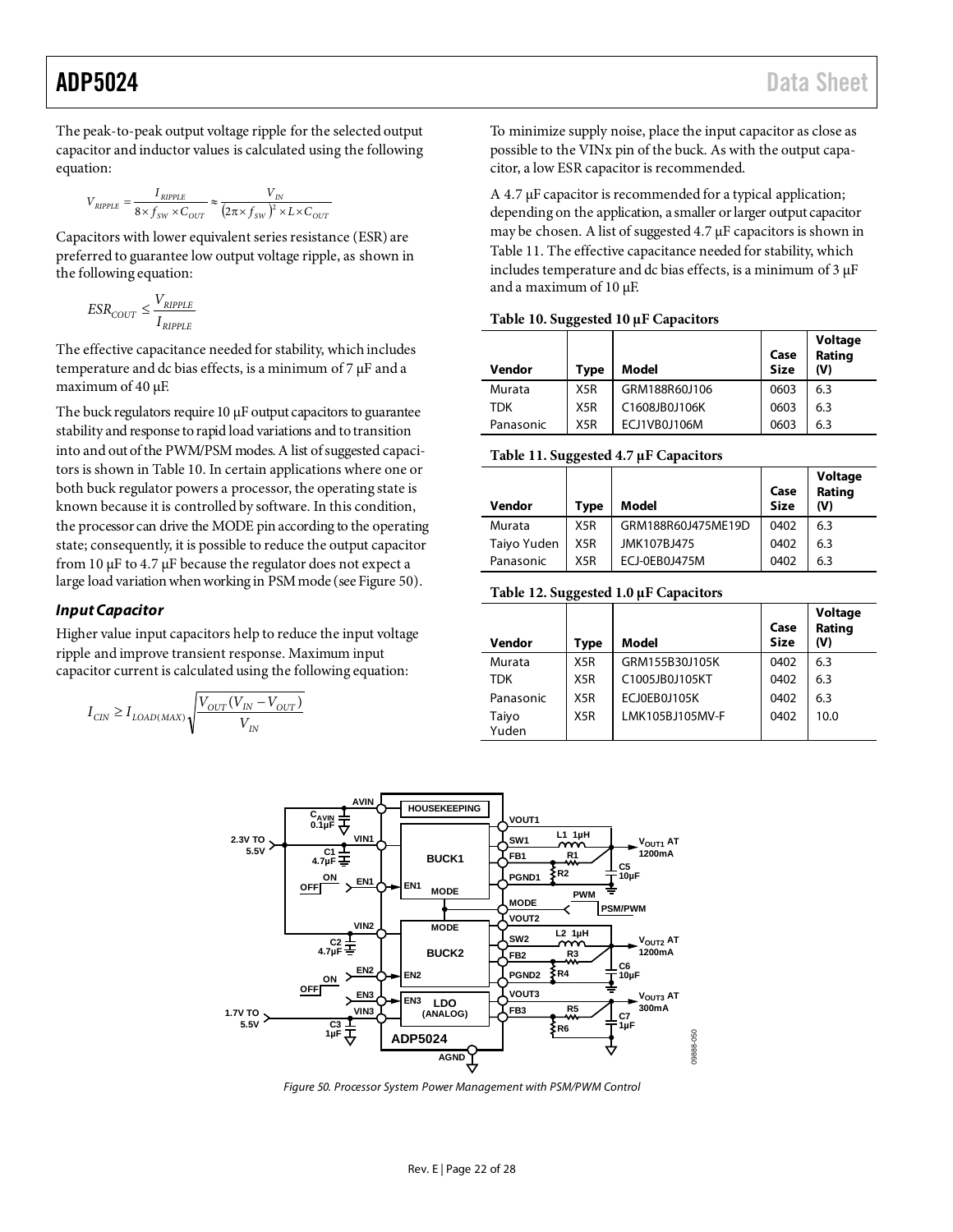The peak-to-peak output voltage ripple for the selected output capacitor and inductor values is calculated using the following equation:

$$V_{RIPPLE} = \frac{I_{RIPPLE}}{8 \times f_{SW} \times C_{OUT}} \approx \frac{V_{IN}}{(2\pi \times f_{SW})^2 \times L \times C_{OUT}}$$

Capacitors with lower equivalent series resistance (ESR) are preferred to guarantee low output voltage ripple, as shown in the following equation:

$$ESR_{COUT} \leq \frac{V_{RIPPLE}}{I_{RIPPLE}}$$

The effective capacitance needed for stability, which includes temperature and dc bias effects, is a minimum of 7 µF and a maximum of 40 µF.

The buck regulators require 10 µF output capacitors to guarantee stability and response to rapid load variations and to transition into and out of the PWM/PSM modes. A list of suggested capacitors is shown in Table 10. In certain applications where one or both buck regulator powers a processor, the operating state is known because it is controlled by software. In this condition, the processor can drive the MODE pin according to the operating state; consequently, it is possible to reduce the output capacitor from 10 µF to 4.7 µF because the regulator does not expect a large load variation when working in PSM mode (see Figure 50).

### *Input Capacitor*

Higher value input capacitors help to reduce the input voltage ripple and improve transient response. Maximum input capacitor current is calculated using the following equation:

$$I_{CIN} \geq I_{LOAD(MAX)} \sqrt{\frac{V_{OUT}(V_{IN} - V_{OUT})}{V_{IN}}}$$

To minimize supply noise, place the input capacitor as close as possible to the VINx pin of the buck. As with the output capacitor, a low ESR capacitor is recommended.

A 4.7 µF capacitor is recommended for a typical application; depending on the application, a smaller or larger output capacitor may be chosen. A list of suggested 4.7 µF capacitors is shown in Table 11. The effective capacitance needed for stability, which includes temperature and dc bias effects, is a minimum of 3 µF and a maximum of 10 µF.

**Table 10. Suggested 10 µF Capacitors**

| Vendor | Type | Model | Case Size | Voltage Rating (V) |
|---|---|---|---|---|
| Murata | X5R | GRM188R60J106 | 0603 | 6.3 |
| TDK | X5R | C1608JB0J106K | 0603 | 6.3 |
| Panasonic | X5R | ECJ1VB0J106M | 0603 | 6.3 |

**Table 11. Suggested 4.7 µF Capacitors**

| Vendor | Type | Model | Case Size | Voltage Rating (V) |
|---|---|---|---|---|
| Murata | X5R | GRM188R60J475ME19D | 0402 | 6.3 |
| Taiyo Yuden | X5R | JMK107BJ475 | 0402 | 6.3 |
| Panasonic | X5R | ECJ-0EB0J475M | 0402 | 6.3 |

**Table 12. Suggested 1.0 µF Capacitors**

| Vendor | Type | Model | Case Size | Voltage Rating (V) |
|---|---|---|---|---|
| Murata | X5R | GRM155B30J105K | 0402 | 6.3 |
| TDK | X5R | C1005JB0J105KT | 0402 | 6.3 |
| Panasonic | X5R | ECJ0EB0J105K | 0402 | 6.3 |
| Taiyo Yuden | X5R | LMK105BJ105MV-F | 0402 | 10.0 |

*Figure 50. Processor System Power Management with PSM/PWM Control*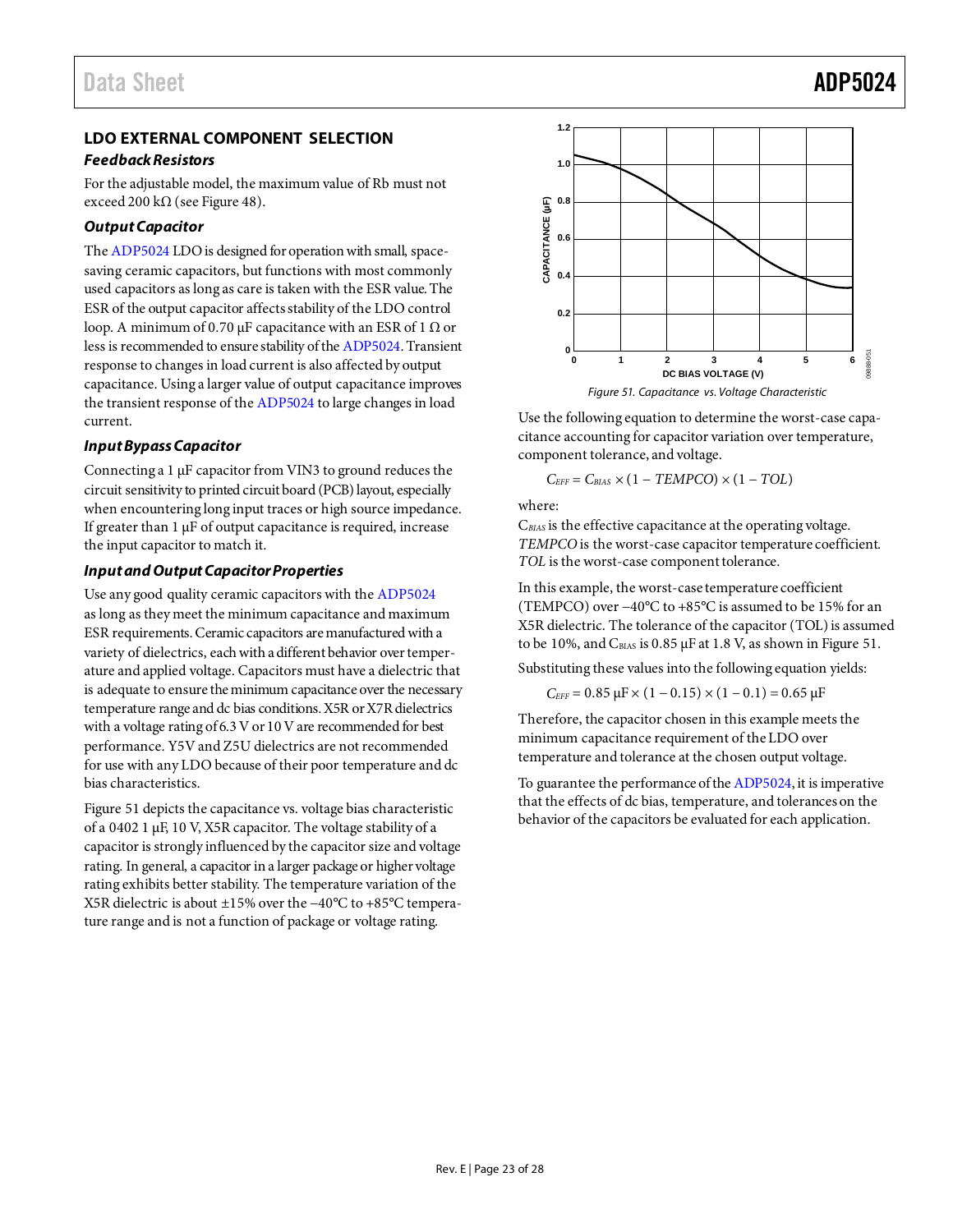## LDO EXTERNAL COMPONENT SELECTION

### Feedback Resistors

For the adjustable model, the maximum value of Rb must not exceed 200 kΩ (see Figure 48).

### Output Capacitor

The ADP5024 LDO is designed for operation with small, space-saving ceramic capacitors, but functions with most commonly used capacitors as long as care is taken with the ESR value. The ESR of the output capacitor affects stability of the LDO control loop. A minimum of 0.70 µF capacitance with an ESR of 1 Ω or less is recommended to ensure stability of the ADP5024. Transient response to changes in load current is also affected by output capacitance. Using a larger value of output capacitance improves the transient response of the ADP5024 to large changes in load current.

### Input Bypass Capacitor

Connecting a 1 µF capacitor from VIN3 to ground reduces the circuit sensitivity to printed circuit board (PCB) layout, especially when encountering long input traces or high source impedance. If greater than 1 µF of output capacitance is required, increase the input capacitor to match it.

### Input and Output Capacitor Properties

Use any good quality ceramic capacitors with the ADP5024 as long as they meet the minimum capacitance and maximum ESR requirements. Ceramic capacitors are manufactured with a variety of dielectrics, each with a different behavior over temperature and applied voltage. Capacitors must have a dielectric that is adequate to ensure the minimum capacitance over the necessary temperature range and dc bias conditions. X5R or X7R dielectrics with a voltage rating of 6.3 V or 10 V are recommended for best performance. Y5V and Z5U dielectrics are not recommended for use with any LDO because of their poor temperature and dc bias characteristics.

Figure 51 depicts the capacitance vs. voltage bias characteristic of a 0402 1 µF, 10 V, X5R capacitor. The voltage stability of a capacitor is strongly influenced by the capacitor size and voltage rating. In general, a capacitor in a larger package or higher voltage rating exhibits better stability. The temperature variation of the X5R dielectric is about ±15% over the −40°C to +85°C temperature range and is not a function of package or voltage rating.

Figure 51. Capacitance vs. Voltage Characteristic

Use the following equation to determine the worst-case capacitance accounting for capacitor variation over temperature, component tolerance, and voltage.

$$C_{EFF} = C_{BIAS} \times (1 - TEMPCO) \times (1 - TOL)$$

where:
$C_{BIAS}$ is the effective capacitance at the operating voltage.
*TEMPCO* is the worst-case capacitor temperature coefficient.
*TOL* is the worst-case component tolerance.

In this example, the worst-case temperature coefficient (TEMPCO) over −40°C to +85°C is assumed to be 15% for an X5R dielectric. The tolerance of the capacitor (TOL) is assumed to be 10%, and $C_{BIAS}$ is 0.85 µF at 1.8 V, as shown in Figure 51.

Substituting these values into the following equation yields:

$$C_{EFF} = 0.85\ \mu F \times (1 - 0.15) \times (1 - 0.1) = 0.65\ \mu F$$

Therefore, the capacitor chosen in this example meets the minimum capacitance requirement of the LDO over temperature and tolerance at the chosen output voltage.

To guarantee the performance of the ADP5024, it is imperative that the effects of dc bias, temperature, and tolerances on the behavior of the capacitors be evaluated for each application.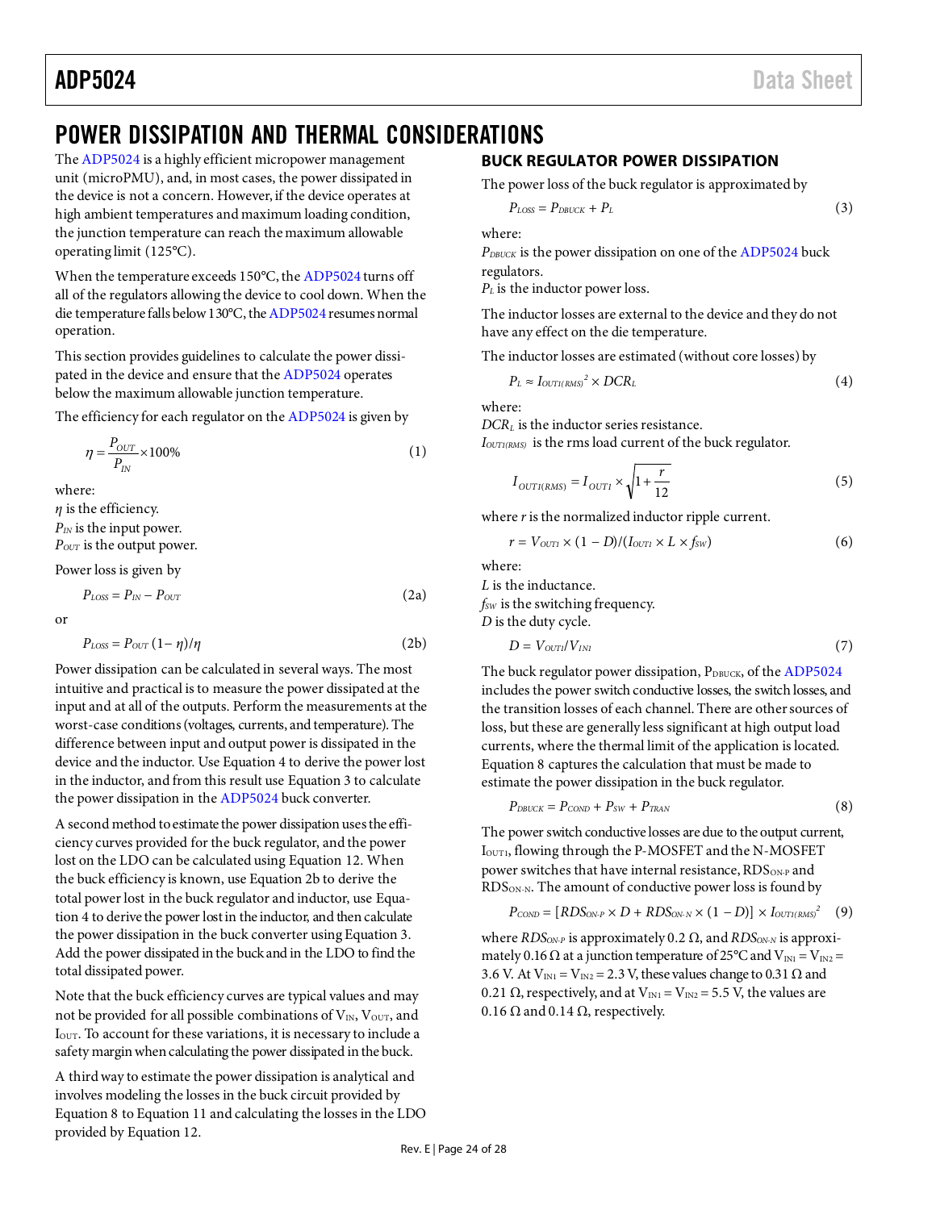# POWER DISSIPATION AND THERMAL CONSIDERATIONS

The ADP5024 is a highly efficient micropower management unit (microPMU), and, in most cases, the power dissipated in the device is not a concern. However, if the device operates at high ambient temperatures and maximum loading condition, the junction temperature can reach the maximum allowable operating limit (125°C).

When the temperature exceeds 150°C, the ADP5024 turns off all of the regulators allowing the device to cool down. When the die temperature falls below 130°C, the ADP5024 resumes normal operation.

This section provides guidelines to calculate the power dissipated in the device and ensure that the ADP5024 operates below the maximum allowable junction temperature.

The efficiency for each regulator on the ADP5024 is given by

$$\eta = \frac{P_{OUT}}{P_{IN}} \times 100\% \tag{1}$$

where:
$\eta$ is the efficiency.
$P_{IN}$ is the input power.
$P_{OUT}$ is the output power.

Power loss is given by

$$P_{LOSS} = P_{IN} - P_{OUT} \tag{2a}$$

or

$$P_{LOSS} = P_{OUT} (1 - \eta)/\eta \tag{2b}$$

Power dissipation can be calculated in several ways. The most intuitive and practical is to measure the power dissipated at the input and at all of the outputs. Perform the measurements at the worst-case conditions (voltages, currents, and temperature). The difference between input and output power is dissipated in the device and the inductor. Use Equation 4 to derive the power lost in the inductor, and from this result use Equation 3 to calculate the power dissipation in the ADP5024 buck converter.

A second method to estimate the power dissipation uses the efficiency curves provided for the buck regulator, and the power lost on the LDO can be calculated using Equation 12. When the buck efficiency is known, use Equation 2b to derive the total power lost in the buck regulator and inductor, use Equation 4 to derive the power lost in the inductor, and then calculate the power dissipation in the buck converter using Equation 3. Add the power dissipated in the buck and in the LDO to find the total dissipated power.

Note that the buck efficiency curves are typical values and may not be provided for all possible combinations of $V_{IN}$, $V_{OUT}$, and $I_{OUT}$. To account for these variations, it is necessary to include a safety margin when calculating the power dissipated in the buck.

A third way to estimate the power dissipation is analytical and involves modeling the losses in the buck circuit provided by Equation 8 to Equation 11 and calculating the losses in the LDO provided by Equation 12.

## BUCK REGULATOR POWER DISSIPATION

The power loss of the buck regulator is approximated by

$$P_{LOSS} = P_{DBUCK} + P_L \tag{3}$$

where:
$P_{DBUCK}$ is the power dissipation on one of the ADP5024 buck regulators.
$P_L$ is the inductor power loss.

The inductor losses are external to the device and they do not have any effect on the die temperature.

The inductor losses are estimated (without core losses) by

$$P_L \approx I_{OUT1(RMS)}^{2} \times DCR_L \tag{4}$$

where:
$DCR_L$ is the inductor series resistance.
$I_{OUT1(RMS)}$ is the rms load current of the buck regulator.

$$I_{OUT1(RMS)} = I_{OUT1} \times \sqrt{1 + \frac{r}{12}} \tag{5}$$

where $r$ is the normalized inductor ripple current.

$$r = V_{OUT1} \times (1 - D)/(I_{OUT1} \times L \times f_{SW}) \tag{6}$$

where:
$L$ is the inductance.
$f_{SW}$ is the switching frequency.
$D$ is the duty cycle.

$$D = V_{OUT1}/V_{IN1} \tag{7}$$

The buck regulator power dissipation, $P_{DBUCK}$, of the ADP5024 includes the power switch conductive losses, the switch losses, and the transition losses of each channel. There are other sources of loss, but these are generally less significant at high output load currents, where the thermal limit of the application is located. Equation 8 captures the calculation that must be made to estimate the power dissipation in the buck regulator.

$$P_{DBUCK} = P_{COND} + P_{SW} + P_{TRAN} \tag{8}$$

The power switch conductive losses are due to the output current, $I_{OUT1}$, flowing through the P-MOSFET and the N-MOSFET power switches that have internal resistance, $RDS_{ON-P}$ and $RDS_{ON-N}$. The amount of conductive power loss is found by

$$P_{COND} = [RDS_{ON-P} \times D + RDS_{ON-N} \times (1 - D)] \times I_{OUT1(RMS)}^{2} \tag{9}$$

where $RDS_{ON-P}$ is approximately 0.2 Ω, and $RDS_{ON-N}$ is approximately 0.16 Ω at a junction temperature of 25°C and $V_{IN1} = V_{IN2} = 3.6$ V. At $V_{IN1} = V_{IN2} = 2.3$ V, these values change to 0.31 Ω and 0.21 Ω, respectively, and at $V_{IN1} = V_{IN2} = 5.5$ V, the values are 0.16 Ω and 0.14 Ω, respectively.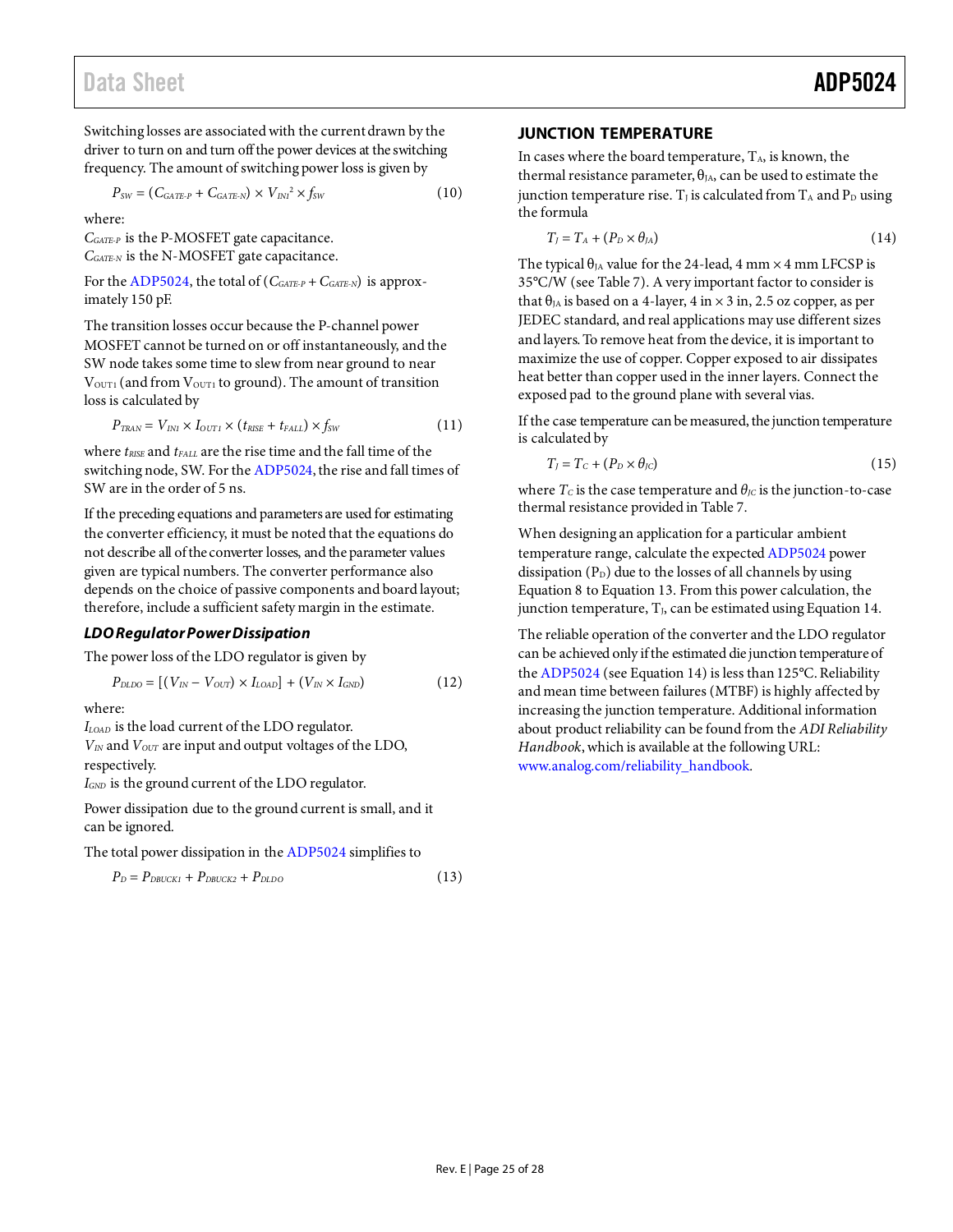Switching losses are associated with the current drawn by the driver to turn on and turn off the power devices at the switching frequency. The amount of switching power loss is given by

$$P_{SW} = (C_{GATE\text{-}P} + C_{GATE\text{-}N}) \times V_{IN1}^2 \times f_{SW} \tag{10}$$

where:
$C_{GATE\text{-}P}$ is the P-MOSFET gate capacitance.
$C_{GATE\text{-}N}$ is the N-MOSFET gate capacitance.

For the ADP5024, the total of $(C_{GATE\text{-}P} + C_{GATE\text{-}N})$ is approximately 150 pF.

The transition losses occur because the P-channel power MOSFET cannot be turned on or off instantaneously, and the SW node takes some time to slew from near ground to near $V_{OUT1}$ (and from $V_{OUT1}$ to ground). The amount of transition loss is calculated by

$$P_{TRAN} = V_{IN1} \times I_{OUT1} \times (t_{RISE} + t_{FALL}) \times f_{SW} \tag{11}$$

where $t_{RISE}$ and $t_{FALL}$ are the rise time and the fall time of the switching node, SW. For the ADP5024, the rise and fall times of SW are in the order of 5 ns.

If the preceding equations and parameters are used for estimating the converter efficiency, it must be noted that the equations do not describe all of the converter losses, and the parameter values given are typical numbers. The converter performance also depends on the choice of passive components and board layout; therefore, include a sufficient safety margin in the estimate.

### *LDO Regulator Power Dissipation*

The power loss of the LDO regulator is given by

$$P_{DLDO} = [(V_{IN} - V_{OUT}) \times I_{LOAD}] + (V_{IN} \times I_{GND}) \tag{12}$$

where:
$I_{LOAD}$ is the load current of the LDO regulator.
$V_{IN}$ and $V_{OUT}$ are input and output voltages of the LDO, respectively.
$I_{GND}$ is the ground current of the LDO regulator.

Power dissipation due to the ground current is small, and it can be ignored.

The total power dissipation in the ADP5024 simplifies to

$$P_D = P_{DBUCK1} + P_{DBUCK2} + P_{DLDO} \tag{13}$$

## JUNCTION TEMPERATURE

In cases where the board temperature, $T_A$, is known, the thermal resistance parameter, $\theta_{JA}$, can be used to estimate the junction temperature rise. $T_J$ is calculated from $T_A$ and $P_D$ using the formula

$$T_J = T_A + (P_D \times \theta_{JA}) \tag{14}$$

The typical $\theta_{JA}$ value for the 24-lead, 4 mm × 4 mm LFCSP is 35°C/W (see Table 7). A very important factor to consider is that $\theta_{JA}$ is based on a 4-layer, 4 in × 3 in, 2.5 oz copper, as per JEDEC standard, and real applications may use different sizes and layers. To remove heat from the device, it is important to maximize the use of copper. Copper exposed to air dissipates heat better than copper used in the inner layers. Connect the exposed pad to the ground plane with several vias.

If the case temperature can be measured, the junction temperature is calculated by

$$T_J = T_C + (P_D \times \theta_{JC}) \tag{15}$$

where $T_C$ is the case temperature and $\theta_{JC}$ is the junction-to-case thermal resistance provided in Table 7.

When designing an application for a particular ambient temperature range, calculate the expected ADP5024 power dissipation ($P_D$) due to the losses of all channels by using Equation 8 to Equation 13. From this power calculation, the junction temperature, $T_J$, can be estimated using Equation 14.

The reliable operation of the converter and the LDO regulator can be achieved only if the estimated die junction temperature of the ADP5024 (see Equation 14) is less than 125°C. Reliability and mean time between failures (MTBF) is highly affected by increasing the junction temperature. Additional information about product reliability can be found from the *ADI Reliability Handbook*, which is available at the following URL: www.analog.com/reliability_handbook.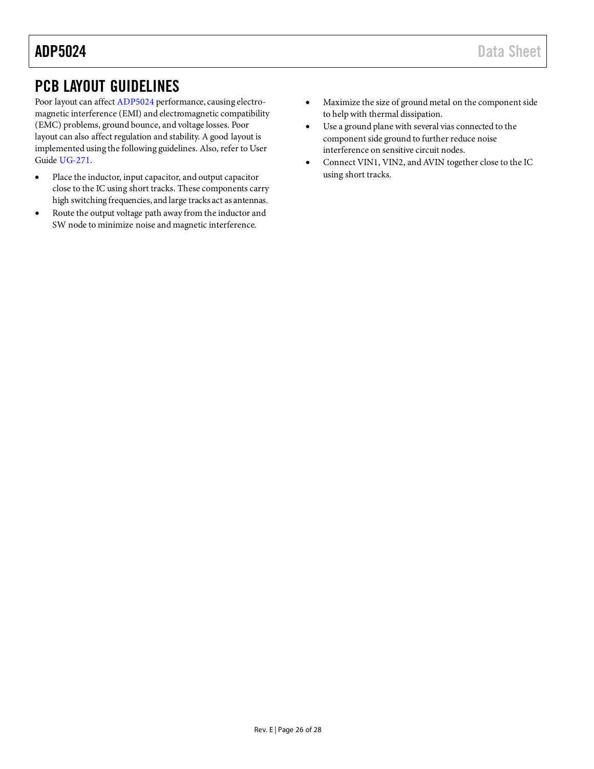## PCB LAYOUT GUIDELINES

Poor layout can affect ADP5024 performance, causing electromagnetic interference (EMI) and electromagnetic compatibility (EMC) problems, ground bounce, and voltage losses. Poor layout can also affect regulation and stability. A good layout is implemented using the following guidelines. Also, refer to User Guide UG-271.

- Place the inductor, input capacitor, and output capacitor close to the IC using short tracks. These components carry high switching frequencies, and large tracks act as antennas.
- Route the output voltage path away from the inductor and SW node to minimize noise and magnetic interference.
- Maximize the size of ground metal on the component side to help with thermal dissipation.
- Use a ground plane with several vias connected to the component side ground to further reduce noise interference on sensitive circuit nodes.
- Connect VIN1, VIN2, and AVIN together close to the IC using short tracks.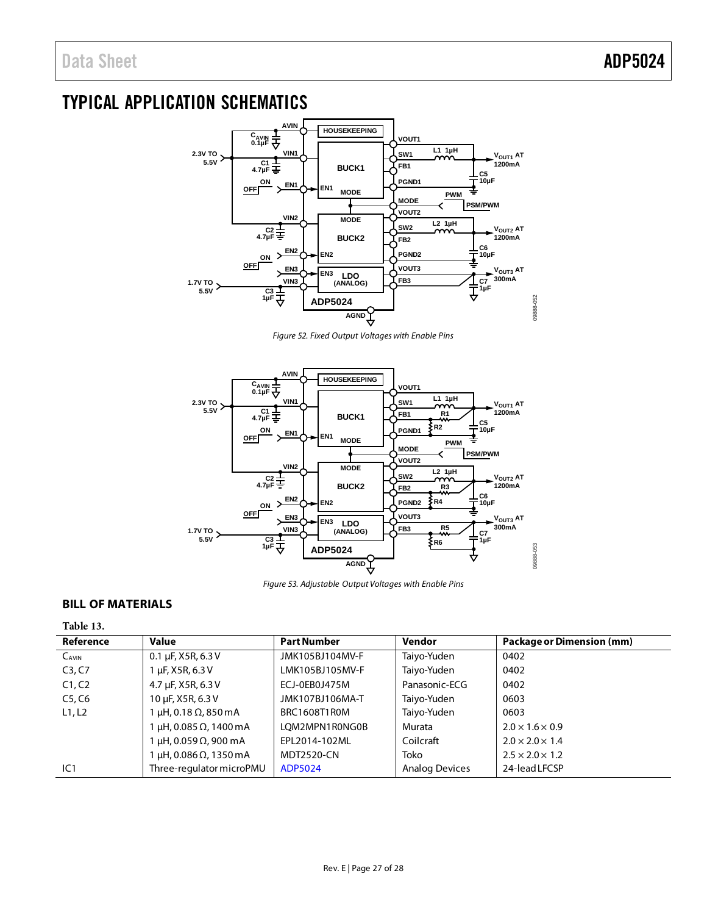## TYPICAL APPLICATION SCHEMATICS

Figure 52. Fixed Output Voltages with Enable Pins

Figure 53. Adjustable Output Voltages with Enable Pins

## BILL OF MATERIALS

Table 13.

| Reference | Value | Part Number | Vendor | Package or Dimension (mm) |
|---|---|---|---|---|
| $C_{AVIN}$ | 0.1 µF, X5R, 6.3 V | JMK105BJ104MV-F | Taiyo-Yuden | 0402 |
| C3, C7 | 1 µF, X5R, 6.3 V | LMK105BJ105MV-F | Taiyo-Yuden | 0402 |
| C1, C2 | 4.7 µF, X5R, 6.3 V | ECJ-0EB0J475M | Panasonic-ECG | 0402 |
| C5, C6 | 10 µF, X5R, 6.3 V | JMK107BJ106MA-T | Taiyo-Yuden | 0603 |
| L1, L2 | 1 µH, 0.18 Ω, 850 mA | BRC1608T1R0M | Taiyo-Yuden | 0603 |
| | 1 µH, 0.085 Ω, 1400 mA | LQM2MPN1R0NG0B | Murata | 2.0 × 1.6 × 0.9 |
| | 1 µH, 0.059 Ω, 900 mA | EPL2014-102ML | Coilcraft | 2.0 × 2.0 × 1.4 |
| | 1 µH, 0.086 Ω, 1350 mA | MDT2520-CN | Toko | 2.5 × 2.0 × 1.2 |
| IC1 | Three-regulator microPMU | ADP5024 | Analog Devices | 24-lead LFCSP |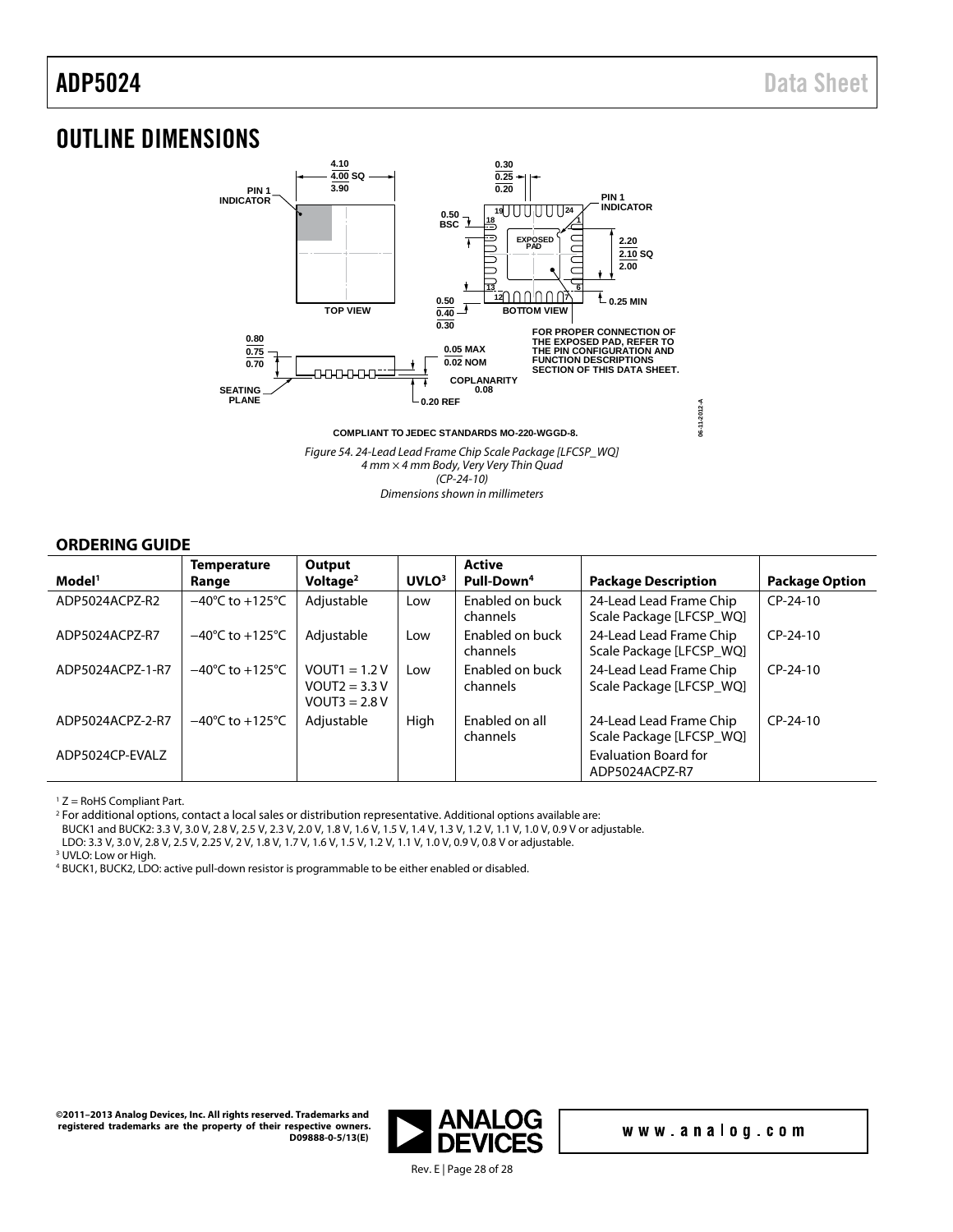## OUTLINE DIMENSIONS

4.10
4.00 SQ
3.90

PIN 1 INDICATOR

TOP VIEW

0.30
0.25
0.20

0.50 BSC

19 24 18 1 13 6 12 7

EXPOSED PAD

PIN 1 INDICATOR

2.20
2.10 SQ
2.00

0.50
0.40
0.30

BOTTOM VIEW

0.25 MIN

0.80
0.75
0.70

0.05 MAX
0.02 NOM

COPLANARITY
0.08

SEATING PLANE

0.20 REF

FOR PROPER CONNECTION OF THE EXPOSED PAD, REFER TO THE PIN CONFIGURATION AND FUNCTION DESCRIPTIONS SECTION OF THIS DATA SHEET.

COMPLIANT TO JEDEC STANDARDS MO-220-WGGD-8.

06-11-2012-A

*Figure 54. 24-Lead Lead Frame Chip Scale Package [LFCSP_WQ]*
*4 mm × 4 mm Body, Very Very Thin Quad*
*(CP-24-10)*
*Dimensions shown in millimeters*

### ORDERING GUIDE

| Model[1] | Temperature Range | Output Voltage[2] | UVLO[3] | Active Pull-Down[4] | Package Description | Package Option |
|---|---|---|---|---|---|---|
| ADP5024ACPZ-R2 | −40°C to +125°C | Adjustable | Low | Enabled on buck channels | 24-Lead Lead Frame Chip Scale Package [LFCSP_WQ] | CP-24-10 |
| ADP5024ACPZ-R7 | −40°C to +125°C | Adjustable | Low | Enabled on buck channels | 24-Lead Lead Frame Chip Scale Package [LFCSP_WQ] | CP-24-10 |
| ADP5024ACPZ-1-R7 | −40°C to +125°C | VOUT1 = 1.2 V VOUT2 = 3.3 V VOUT3 = 2.8 V | Low | Enabled on buck channels | 24-Lead Lead Frame Chip Scale Package [LFCSP_WQ] | CP-24-10 |
| ADP5024ACPZ-2-R7 | −40°C to +125°C | Adjustable | High | Enabled on all channels | 24-Lead Lead Frame Chip Scale Package [LFCSP_WQ] | CP-24-10 |
| ADP5024CP-EVALZ | | | | | Evaluation Board for ADP5024ACPZ-R7 | |

[1] Z = RoHS Compliant Part.

[2] For additional options, contact a local sales or distribution representative. Additional options available are:
BUCK1 and BUCK2: 3.3 V, 3.0 V, 2.8 V, 2.5 V, 2.3 V, 2.0 V, 1.8 V, 1.6 V, 1.5 V, 1.4 V, 1.3 V, 1.2 V, 1.1 V, 1.0 V, 0.9 V or adjustable.
LDO: 3.3 V, 3.0 V, 2.8 V, 2.5 V, 2.25 V, 2 V, 1.8 V, 1.7 V, 1.6 V, 1.5 V, 1.2 V, 1.1 V, 1.0 V, 0.9 V, 0.8 V or adjustable.

[3] UVLO: Low or High.

[4] BUCK1, BUCK2, LDO: active pull-down resistor is programmable to be either enabled or disabled.

©2011–2013 Analog Devices, Inc. All rights reserved. Trademarks and registered trademarks are the property of their respective owners.
D09888-0-5/13(E)

www.analog.com